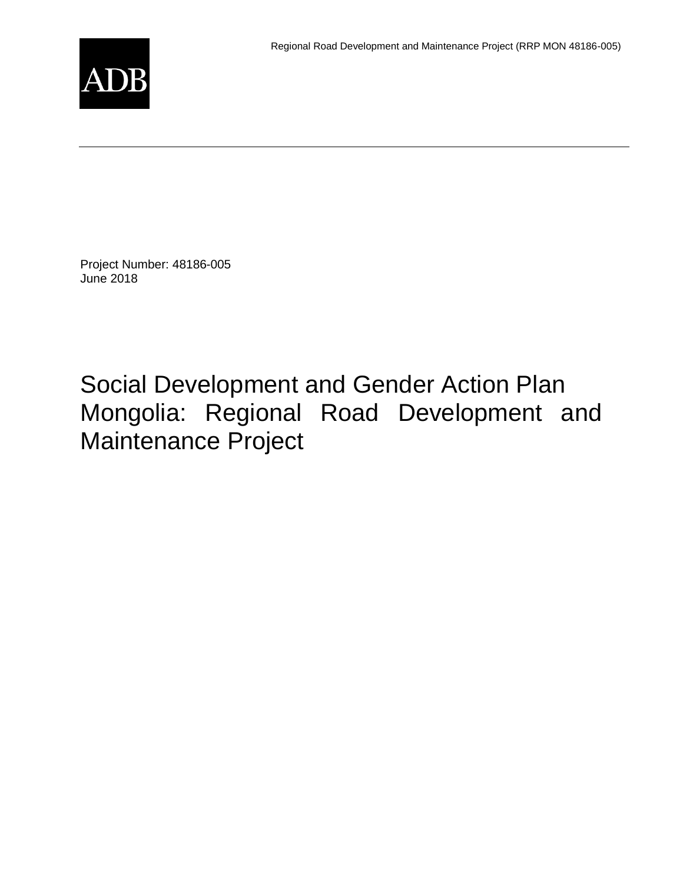ADB

Project Number: 48186-005
June 2018

# Social Development and Gender Action Plan Mongolia: Regional Road Development and Maintenance Project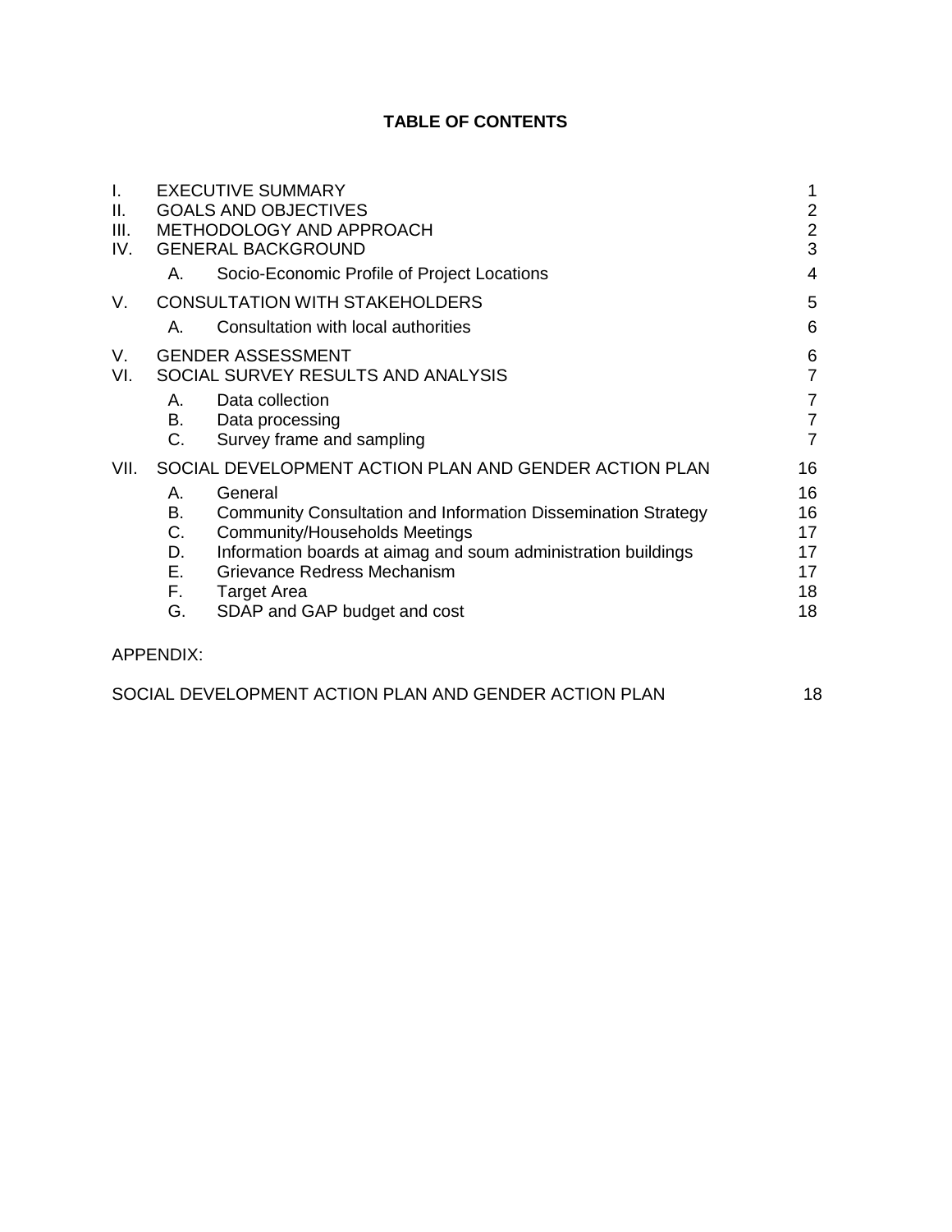# TABLE OF CONTENTS

| | | | |
|---|---|---|---|
| I. | EXECUTIVE SUMMARY | | 1 |
| II. | GOALS AND OBJECTIVES | | 2 |
| III. | METHODOLOGY AND APPROACH | | 2 |
| IV. | GENERAL BACKGROUND | | 3 |
| | A. | Socio-Economic Profile of Project Locations | 4 |
| V. | CONSULTATION WITH STAKEHOLDERS | | 5 |
| | A. | Consultation with local authorities | 6 |
| V. | GENDER ASSESSMENT | | 6 |
| VI. | SOCIAL SURVEY RESULTS AND ANALYSIS | | 7 |
| | A. | Data collection | 7 |
| | B. | Data processing | 7 |
| | C. | Survey frame and sampling | 7 |
| VII. | SOCIAL DEVELOPMENT ACTION PLAN AND GENDER ACTION PLAN | | 16 |
| | A. | General | 16 |
| | B. | Community Consultation and Information Dissemination Strategy | 16 |
| | C. | Community/Households Meetings | 17 |
| | D. | Information boards at aimag and soum administration buildings | 17 |
| | E. | Grievance Redress Mechanism | 17 |
| | F. | Target Area | 18 |
| | G. | SDAP and GAP budget and cost | 18 |

APPENDIX:

| | |
|---|---|
| SOCIAL DEVELOPMENT ACTION PLAN AND GENDER ACTION PLAN | 18 |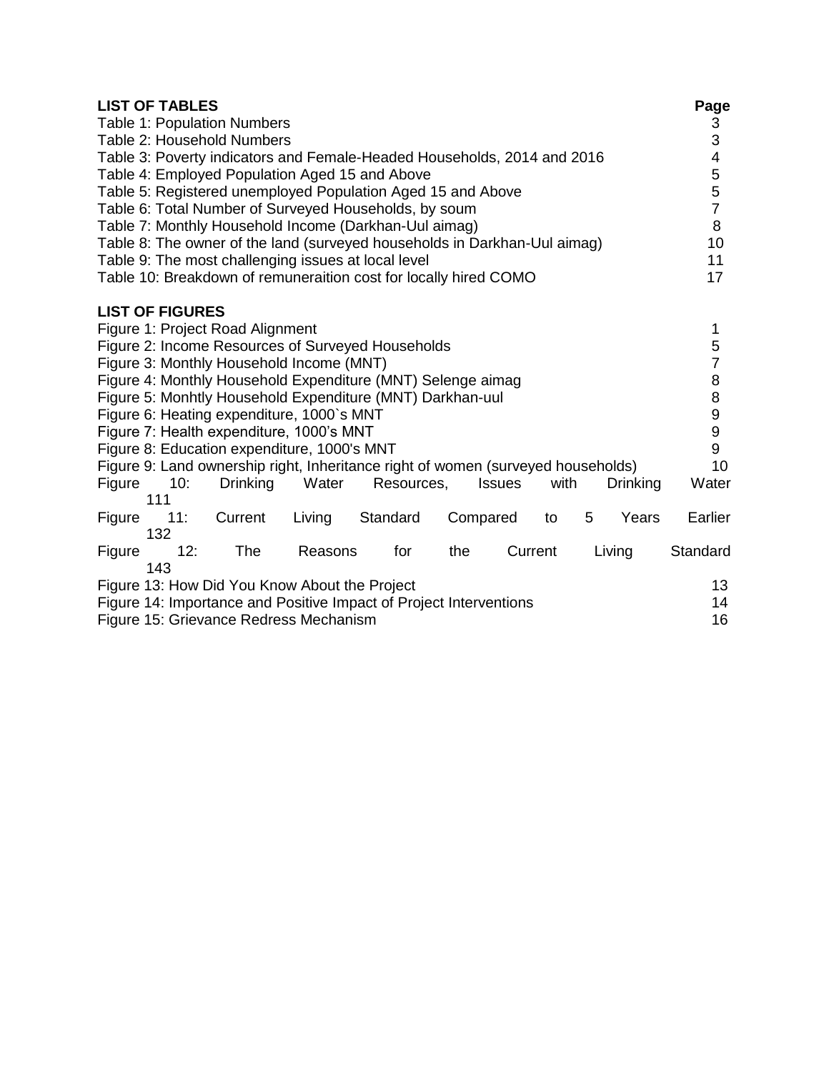| **LIST OF TABLES** | **Page** |
|---|---|
| Table 1: Population Numbers | 3 |
| Table 2: Household Numbers | 3 |
| Table 3: Poverty indicators and Female-Headed Households, 2014 and 2016 | 4 |
| Table 4: Employed Population Aged 15 and Above | 5 |
| Table 5: Registered unemployed Population Aged 15 and Above | 5 |
| Table 6: Total Number of Surveyed Households, by soum | 7 |
| Table 7: Monthly Household Income (Darkhan-Uul aimag) | 8 |
| Table 8: The owner of the land (surveyed households in Darkhan-Uul aimag) | 10 |
| Table 9: The most challenging issues at local level | 11 |
| Table 10: Breakdown of remuneraition cost for locally hired COMO | 17 |

| **LIST OF FIGURES** | |
|---|---|
| Figure 1: Project Road Alignment | 1 |
| Figure 2: Income Resources of Surveyed Households | 5 |
| Figure 3: Monthly Household Income (MNT) | 7 |
| Figure 4: Monthly Household Expenditure (MNT) Selenge aimag | 8 |
| Figure 5: Monhtly Household Expenditure (MNT) Darkhan-uul | 8 |
| Figure 6: Heating expenditure, 1000`s MNT | 9 |
| Figure 7: Health expenditure, 1000's MNT | 9 |
| Figure 8: Education expenditure, 1000's MNT | 9 |
| Figure 9: Land ownership right, Inheritance right of women (surveyed households) | 10 |
| Figure 10: Drinking Water Resources, Issues with Drinking Water | 111 |
| Figure 11: Current Living Standard Compared to 5 Years Earlier | 132 |
| Figure 12: The Reasons for the Current Living Standard | 143 |
| Figure 13: How Did You Know About the Project | 13 |
| Figure 14: Importance and Positive Impact of Project Interventions | 14 |
| Figure 15: Grievance Redress Mechanism | 16 |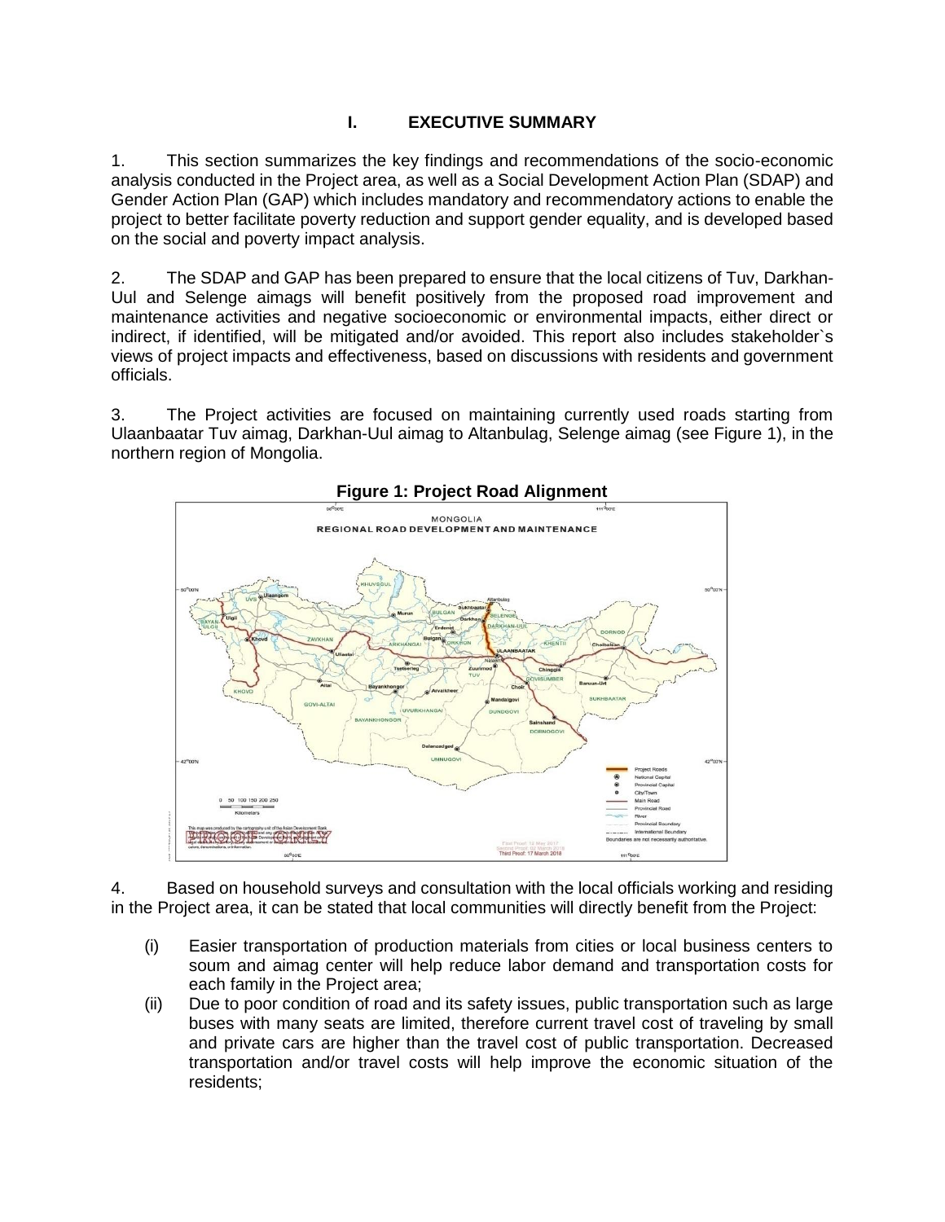# I. EXECUTIVE SUMMARY

1. This section summarizes the key findings and recommendations of the socio-economic analysis conducted in the Project area, as well as a Social Development Action Plan (SDAP) and Gender Action Plan (GAP) which includes mandatory and recommendatory actions to enable the project to better facilitate poverty reduction and support gender equality, and is developed based on the social and poverty impact analysis.

2. The SDAP and GAP has been prepared to ensure that the local citizens of Tuv, Darkhan-Uul and Selenge aimags will benefit positively from the proposed road improvement and maintenance activities and negative socioeconomic or environmental impacts, either direct or indirect, if identified, will be mitigated and/or avoided. This report also includes stakeholder`s views of project impacts and effectiveness, based on discussions with residents and government officials.

3. The Project activities are focused on maintaining currently used roads starting from Ulaanbaatar Tuv aimag, Darkhan-Uul aimag to Altanbulag, Selenge aimag (see Figure 1), in the northern region of Mongolia.

**Figure 1: Project Road Alignment**

4. Based on household surveys and consultation with the local officials working and residing in the Project area, it can be stated that local communities will directly benefit from the Project:

(i) Easier transportation of production materials from cities or local business centers to soum and aimag center will help reduce labor demand and transportation costs for each family in the Project area;

(ii) Due to poor condition of road and its safety issues, public transportation such as large buses with many seats are limited, therefore current travel cost of traveling by small and private cars are higher than the travel cost of public transportation. Decreased transportation and/or travel costs will help improve the economic situation of the residents;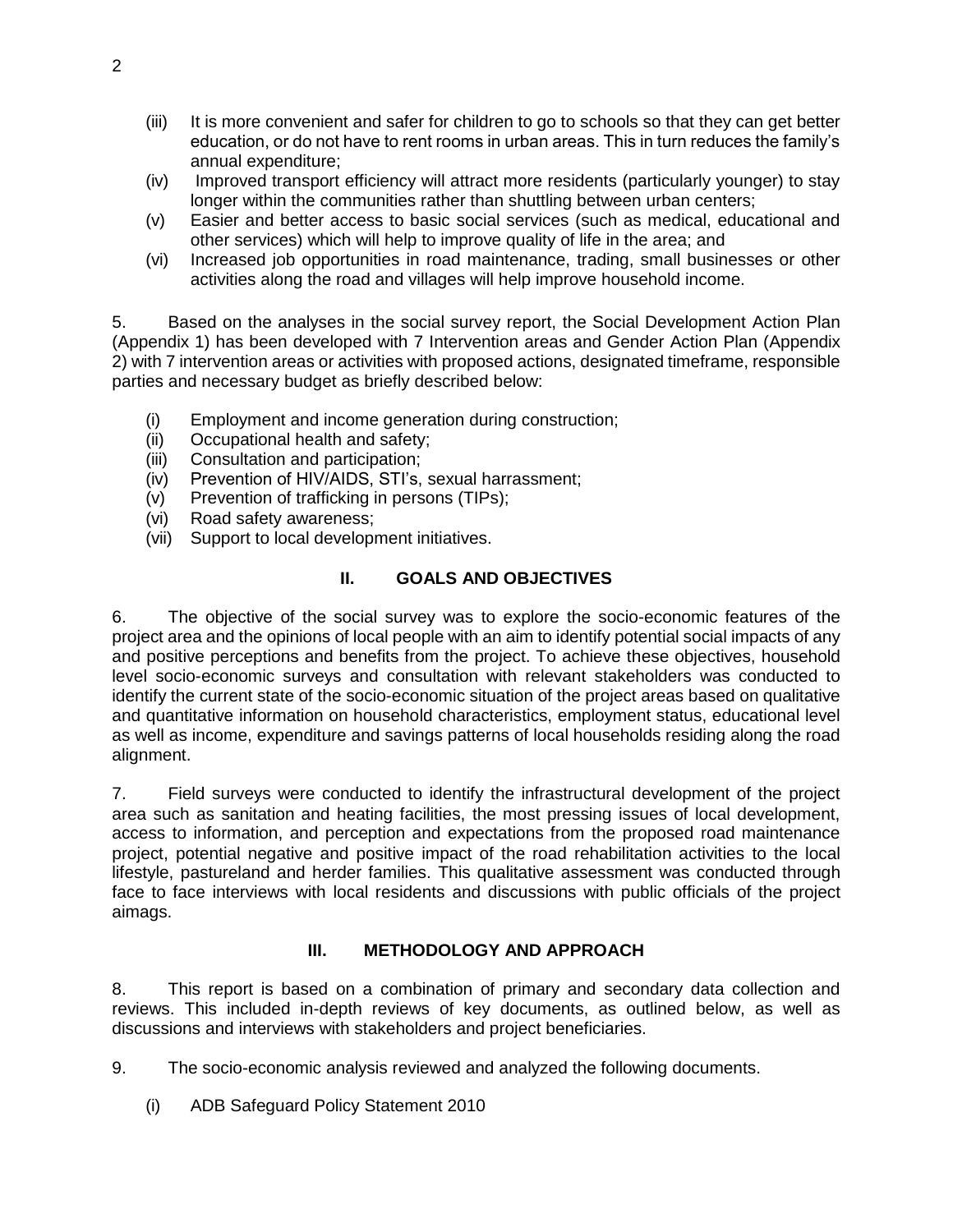(iii) It is more convenient and safer for children to go to schools so that they can get better education, or do not have to rent rooms in urban areas. This in turn reduces the family's annual expenditure;

(iv) Improved transport efficiency will attract more residents (particularly younger) to stay longer within the communities rather than shuttling between urban centers;

(v) Easier and better access to basic social services (such as medical, educational and other services) which will help to improve quality of life in the area; and

(vi) Increased job opportunities in road maintenance, trading, small businesses or other activities along the road and villages will help improve household income.

5. Based on the analyses in the social survey report, the Social Development Action Plan (Appendix 1) has been developed with 7 Intervention areas and Gender Action Plan (Appendix 2) with 7 intervention areas or activities with proposed actions, designated timeframe, responsible parties and necessary budget as briefly described below:

(i) Employment and income generation during construction;
(ii) Occupational health and safety;
(iii) Consultation and participation;
(iv) Prevention of HIV/AIDS, STI's, sexual harrassment;
(v) Prevention of trafficking in persons (TIPs);
(vi) Road safety awareness;
(vii) Support to local development initiatives.

## II. GOALS AND OBJECTIVES

6. The objective of the social survey was to explore the socio-economic features of the project area and the opinions of local people with an aim to identify potential social impacts of any and positive perceptions and benefits from the project. To achieve these objectives, household level socio-economic surveys and consultation with relevant stakeholders was conducted to identify the current state of the socio-economic situation of the project areas based on qualitative and quantitative information on household characteristics, employment status, educational level as well as income, expenditure and savings patterns of local households residing along the road alignment.

7. Field surveys were conducted to identify the infrastructural development of the project area such as sanitation and heating facilities, the most pressing issues of local development, access to information, and perception and expectations from the proposed road maintenance project, potential negative and positive impact of the road rehabilitation activities to the local lifestyle, pastureland and herder families. This qualitative assessment was conducted through face to face interviews with local residents and discussions with public officials of the project aimags.

## III. METHODOLOGY AND APPROACH

8. This report is based on a combination of primary and secondary data collection and reviews. This included in-depth reviews of key documents, as outlined below, as well as discussions and interviews with stakeholders and project beneficiaries.

9. The socio-economic analysis reviewed and analyzed the following documents.

(i) ADB Safeguard Policy Statement 2010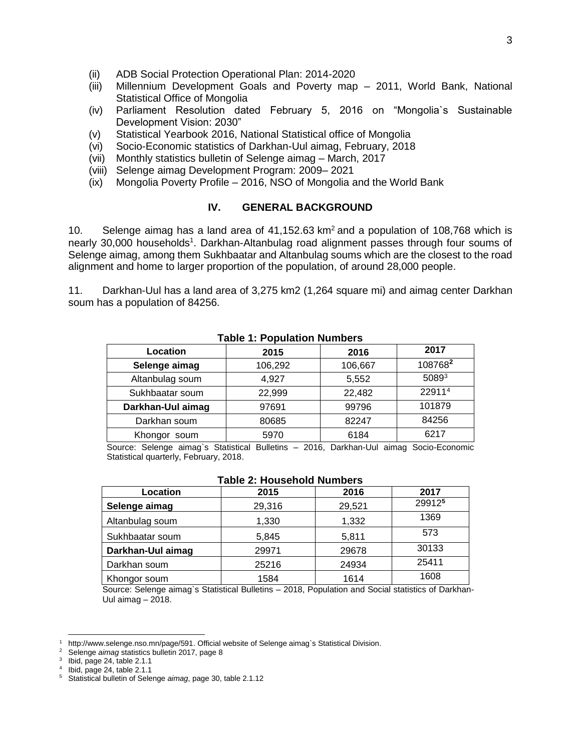(ii) ADB Social Protection Operational Plan: 2014-2020

(iii) Millennium Development Goals and Poverty map – 2011, World Bank, National Statistical Office of Mongolia

(iv) Parliament Resolution dated February 5, 2016 on “Mongolia`s Sustainable Development Vision: 2030”

(v) Statistical Yearbook 2016, National Statistical office of Mongolia

(vi) Socio-Economic statistics of Darkhan-Uul aimag, February, 2018

(vii) Monthly statistics bulletin of Selenge aimag – March, 2017

(viii) Selenge aimag Development Program: 2009– 2021

(ix) Mongolia Poverty Profile – 2016, NSO of Mongolia and the World Bank

## IV. GENERAL BACKGROUND

10. Selenge aimag has a land area of 41,152.63 km$^2$ and a population of 108,768 which is nearly 30,000 households[1]. Darkhan-Altanbulag road alignment passes through four soums of Selenge aimag, among them Sukhbaatar and Altanbulag soums which are the closest to the road alignment and home to larger proportion of the population, of around 28,000 people.

11. Darkhan-Uul has a land area of 3,275 km2 (1,264 square mi) and aimag center Darkhan soum has a population of 84256.

**Table 1: Population Numbers**

| Location | 2015 | 2016 | 2017 |
|---|---|---|---|
| **Selenge aimag** | 106,292 | 106,667 | 108768[2] |
| Altanbulag soum | 4,927 | 5,552 | 5089[3] |
| Sukhbaatar soum | 22,999 | 22,482 | 22911[4] |
| **Darkhan-Uul aimag** | 97691 | 99796 | 101879 |
| Darkhan soum | 80685 | 82247 | 84256 |
| Khongor soum | 5970 | 6184 | 6217 |

Source: Selenge aimag`s Statistical Bulletins – 2016, Darkhan-Uul aimag Socio-Economic Statistical quarterly, February, 2018.

**Table 2: Household Numbers**

| Location | 2015 | 2016 | 2017 |
|---|---|---|---|
| **Selenge aimag** | 29,316 | 29,521 | 29912[5] |
| Altanbulag soum | 1,330 | 1,332 | 1369 |
| Sukhbaatar soum | 5,845 | 5,811 | 573 |
| **Darkhan-Uul aimag** | 29971 | 29678 | 30133 |
| Darkhan soum | 25216 | 24934 | 25411 |
| Khongor soum | 1584 | 1614 | 1608 |

Source: Selenge aimag`s Statistical Bulletins – 2018, Population and Social statistics of Darkhan-Uul aimag – 2018.

---

[1] http://www.selenge.nso.mn/page/591. Official website of Selenge aimag`s Statistical Division.

[2] Selenge *aimag* statistics bulletin 2017, page 8

[3] Ibid, page 24, table 2.1.1

[4] Ibid, page 24, table 2.1.1

[5] Statistical bulletin of Selenge *aimag*, page 30, table 2.1.12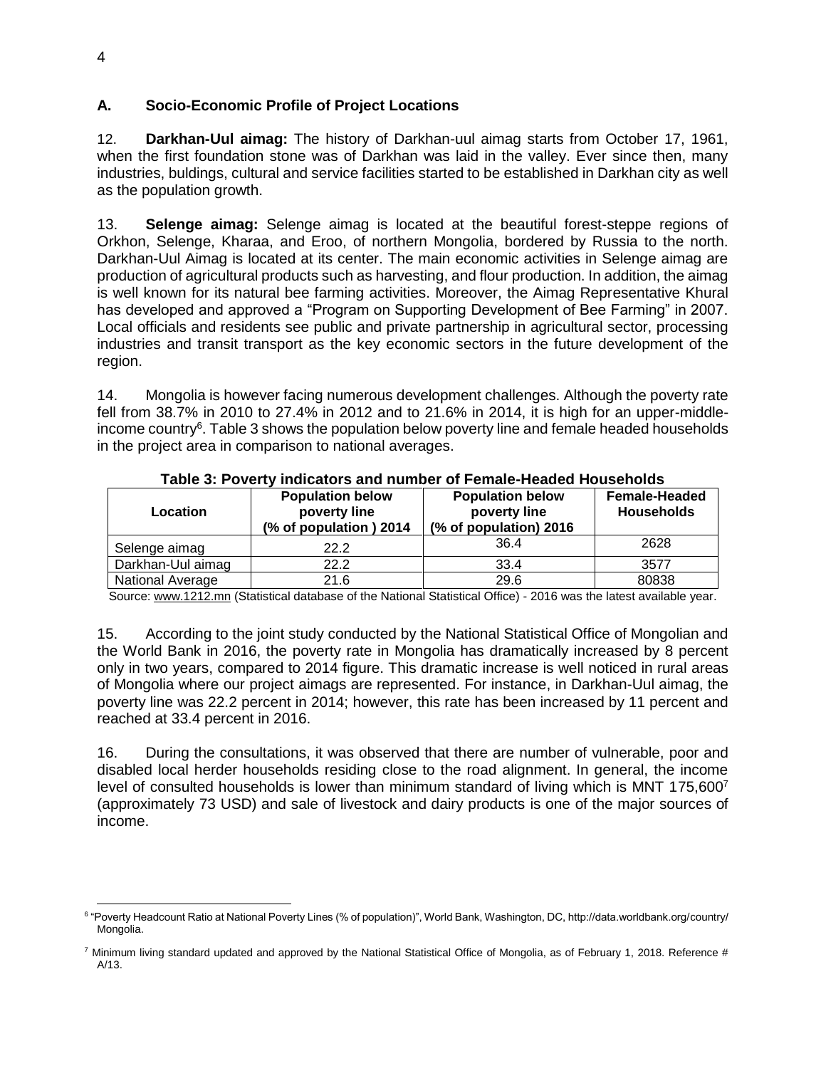## A. Socio-Economic Profile of Project Locations

12. **Darkhan-Uul aimag:** The history of Darkhan-uul aimag starts from October 17, 1961, when the first foundation stone was of Darkhan was laid in the valley. Ever since then, many industries, buldings, cultural and service facilities started to be established in Darkhan city as well as the population growth.

13. **Selenge aimag:** Selenge aimag is located at the beautiful forest-steppe regions of Orkhon, Selenge, Kharaa, and Eroo, of northern Mongolia, bordered by Russia to the north. Darkhan-Uul Aimag is located at its center. The main economic activities in Selenge aimag are production of agricultural products such as harvesting, and flour production. In addition, the aimag is well known for its natural bee farming activities. Moreover, the Aimag Representative Khural has developed and approved a "Program on Supporting Development of Bee Farming" in 2007. Local officials and residents see public and private partnership in agricultural sector, processing industries and transit transport as the key economic sectors in the future development of the region.

14. Mongolia is however facing numerous development challenges. Although the poverty rate fell from 38.7% in 2010 to 27.4% in 2012 and to 21.6% in 2014, it is high for an upper-middle-income country[6]. Table 3 shows the population below poverty line and female headed households in the project area in comparison to national averages.

**Table 3: Poverty indicators and number of Female-Headed Households**

| Location | Population below poverty line (% of population ) 2014 | Population below poverty line (% of population) 2016 | Female-Headed Households |
|---|---|---|---|
| Selenge aimag | 22.2 | 36.4 | 2628 |
| Darkhan-Uul aimag | 22.2 | 33.4 | 3577 |
| National Average | 21.6 | 29.6 | 80838 |

Source: www.1212.mn (Statistical database of the National Statistical Office) - 2016 was the latest available year.

15. According to the joint study conducted by the National Statistical Office of Mongolian and the World Bank in 2016, the poverty rate in Mongolia has dramatically increased by 8 percent only in two years, compared to 2014 figure. This dramatic increase is well noticed in rural areas of Mongolia where our project aimags are represented. For instance, in Darkhan-Uul aimag, the poverty line was 22.2 percent in 2014; however, this rate has been increased by 11 percent and reached at 33.4 percent in 2016.

16. During the consultations, it was observed that there are number of vulnerable, poor and disabled local herder households residing close to the road alignment. In general, the income level of consulted households is lower than minimum standard of living which is MNT 175,600[7] (approximately 73 USD) and sale of livestock and dairy products is one of the major sources of income.

[6] "Poverty Headcount Ratio at National Poverty Lines (% of population)", World Bank, Washington, DC, http://data.worldbank.org/country/ Mongolia.

[7] Minimum living standard updated and approved by the National Statistical Office of Mongolia, as of February 1, 2018. Reference # A/13.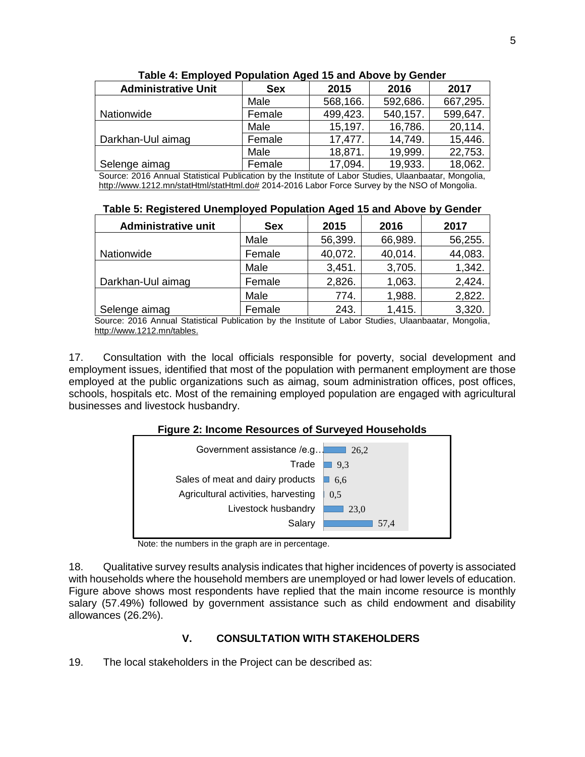**Table 4: Employed Population Aged 15 and Above by Gender**

| Administrative Unit | Sex | 2015 | 2016 | 2017 |
|---|---|---|---|---|
| Nationwide | Male | 568,166. | 592,686. | 667,295. |
| | Female | 499,423. | 540,157. | 599,647. |
| Darkhan-Uul aimag | Male | 15,197. | 16,786. | 20,114. |
| | Female | 17,477. | 14,749. | 15,446. |
| Selenge aimag | Male | 18,871. | 19,999. | 22,753. |
| | Female | 17,094. | 19,933. | 18,062. |

Source: 2016 Annual Statistical Publication by the Institute of Labor Studies, Ulaanbaatar, Mongolia, http://www.1212.mn/statHtml/statHtml.do# 2014-2016 Labor Force Survey by the NSO of Mongolia.

**Table 5: Registered Unemployed Population Aged 15 and Above by Gender**

| Administrative unit | Sex | 2015 | 2016 | 2017 |
|---|---|---|---|---|
| Nationwide | Male | 56,399. | 66,989. | 56,255. |
| | Female | 40,072. | 40,014. | 44,083. |
| Darkhan-Uul aimag | Male | 3,451. | 3,705. | 1,342. |
| | Female | 2,826. | 1,063. | 2,424. |
| Selenge aimag | Male | 774. | 1,988. | 2,822. |
| | Female | 243. | 1,415. | 3,320. |

Source: 2016 Annual Statistical Publication by the Institute of Labor Studies, Ulaanbaatar, Mongolia, http://www.1212.mn/tables.

17. Consultation with the local officials responsible for poverty, social development and employment issues, identified that most of the population with permanent employment are those employed at the public organizations such as aimag, soum administration offices, post offices, schools, hospitals etc. Most of the remaining employed population are engaged with agricultural businesses and livestock husbandry.

**Figure 2: Income Resources of Surveyed Households**

| Income resource | % |
|---|---|
| Government assistance /e.g… | 26,2 |
| Trade | 9,3 |
| Sales of meat and dairy products | 6,6 |
| Agricultural activities, harvesting | 0,5 |
| Livestock husbandry | 23,0 |
| Salary | 57,4 |

Note: the numbers in the graph are in percentage.

18. Qualitative survey results analysis indicates that higher incidences of poverty is associated with households where the household members are unemployed or had lower levels of education. Figure above shows most respondents have replied that the main income resource is monthly salary (57.49%) followed by government assistance such as child endowment and disability allowances (26.2%).

## V. CONSULTATION WITH STAKEHOLDERS

19. The local stakeholders in the Project can be described as: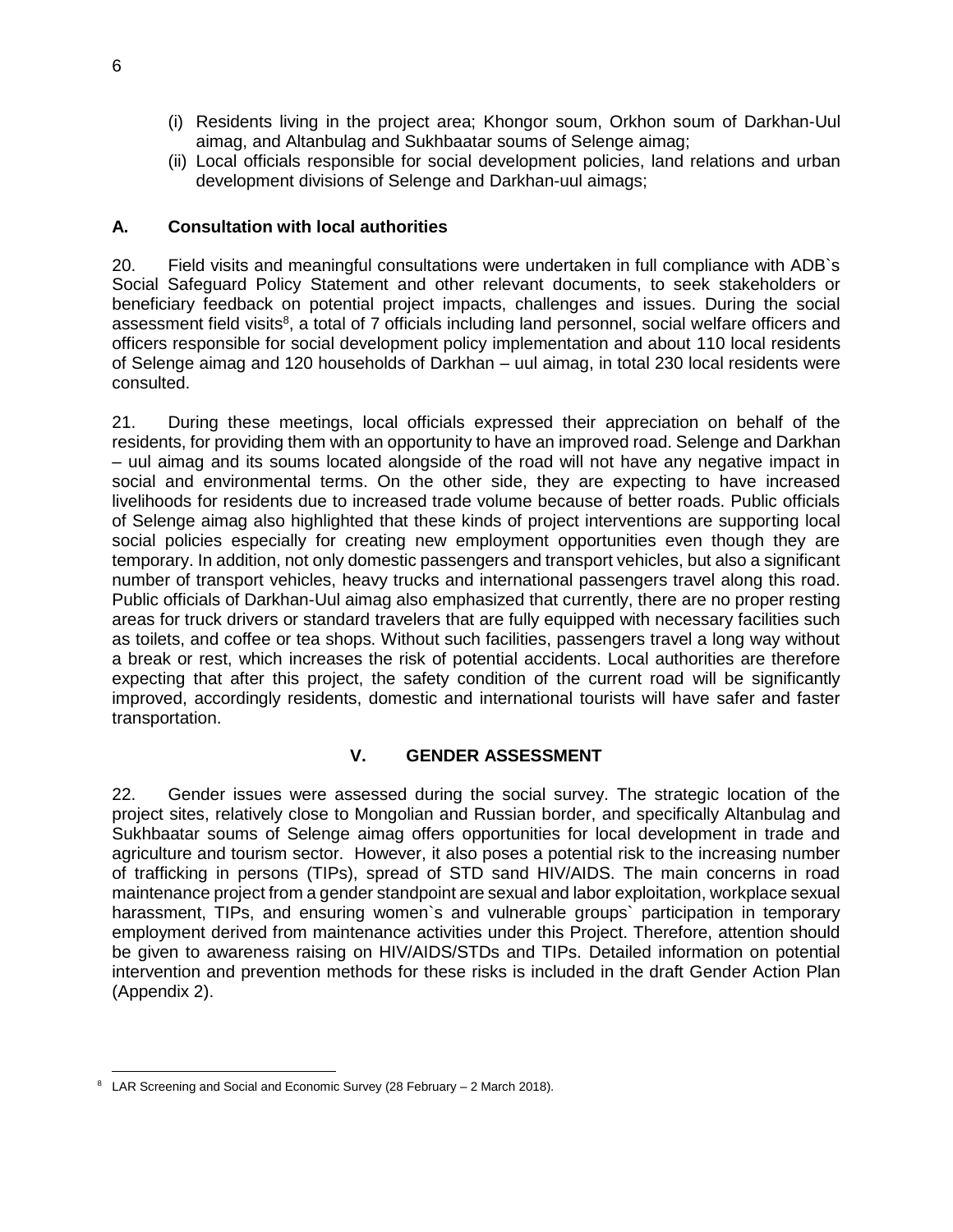(i) Residents living in the project area; Khongor soum, Orkhon soum of Darkhan-Uul aimag, and Altanbulag and Sukhbaatar soums of Selenge aimag;
(ii) Local officials responsible for social development policies, land relations and urban development divisions of Selenge and Darkhan-uul aimags;

## A. Consultation with local authorities

20. Field visits and meaningful consultations were undertaken in full compliance with ADB`s Social Safeguard Policy Statement and other relevant documents, to seek stakeholders or beneficiary feedback on potential project impacts, challenges and issues. During the social assessment field visits[8], a total of 7 officials including land personnel, social welfare officers and officers responsible for social development policy implementation and about 110 local residents of Selenge aimag and 120 households of Darkhan – uul aimag, in total 230 local residents were consulted.

21. During these meetings, local officials expressed their appreciation on behalf of the residents, for providing them with an opportunity to have an improved road. Selenge and Darkhan – uul aimag and its soums located alongside of the road will not have any negative impact in social and environmental terms. On the other side, they are expecting to have increased livelihoods for residents due to increased trade volume because of better roads. Public officials of Selenge aimag also highlighted that these kinds of project interventions are supporting local social policies especially for creating new employment opportunities even though they are temporary. In addition, not only domestic passengers and transport vehicles, but also a significant number of transport vehicles, heavy trucks and international passengers travel along this road. Public officials of Darkhan-Uul aimag also emphasized that currently, there are no proper resting areas for truck drivers or standard travelers that are fully equipped with necessary facilities such as toilets, and coffee or tea shops. Without such facilities, passengers travel a long way without a break or rest, which increases the risk of potential accidents. Local authorities are therefore expecting that after this project, the safety condition of the current road will be significantly improved, accordingly residents, domestic and international tourists will have safer and faster transportation.

# V. GENDER ASSESSMENT

22. Gender issues were assessed during the social survey. The strategic location of the project sites, relatively close to Mongolian and Russian border, and specifically Altanbulag and Sukhbaatar soums of Selenge aimag offers opportunities for local development in trade and agriculture and tourism sector. However, it also poses a potential risk to the increasing number of trafficking in persons (TIPs), spread of STD sand HIV/AIDS. The main concerns in road maintenance project from a gender standpoint are sexual and labor exploitation, workplace sexual harassment, TIPs, and ensuring women`s and vulnerable groups` participation in temporary employment derived from maintenance activities under this Project. Therefore, attention should be given to awareness raising on HIV/AIDS/STDs and TIPs. Detailed information on potential intervention and prevention methods for these risks is included in the draft Gender Action Plan (Appendix 2).

---

[8] LAR Screening and Social and Economic Survey (28 February – 2 March 2018).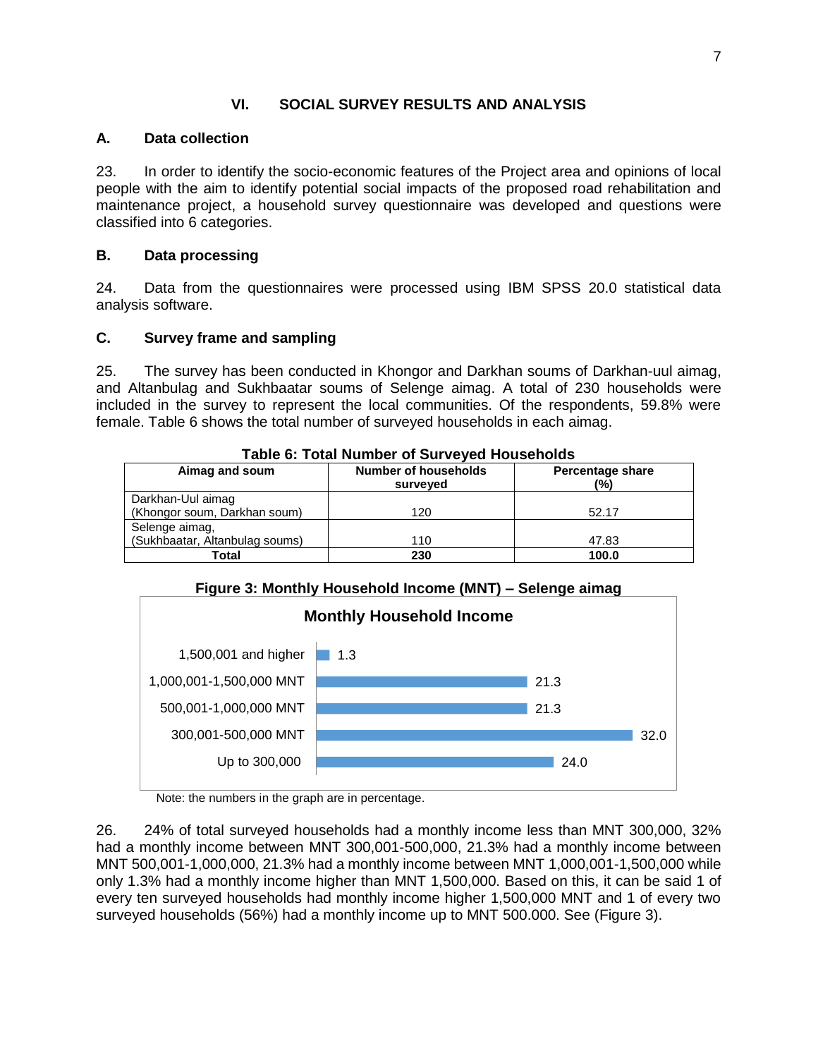## VI. SOCIAL SURVEY RESULTS AND ANALYSIS

### A. Data collection

23. In order to identify the socio-economic features of the Project area and opinions of local people with the aim to identify potential social impacts of the proposed road rehabilitation and maintenance project, a household survey questionnaire was developed and questions were classified into 6 categories.

### B. Data processing

24. Data from the questionnaires were processed using IBM SPSS 20.0 statistical data analysis software.

### C. Survey frame and sampling

25. The survey has been conducted in Khongor and Darkhan soums of Darkhan-uul aimag, and Altanbulag and Sukhbaatar soums of Selenge aimag. A total of 230 households were included in the survey to represent the local communities. Of the respondents, 59.8% were female. Table 6 shows the total number of surveyed households in each aimag.

**Table 6: Total Number of Surveyed Households**

| Aimag and soum | Number of households surveyed | Percentage share (%) |
|---|---|---|
| Darkhan-Uul aimag (Khongor soum, Darkhan soum) | 120 | 52.17 |
| Selenge aimag, (Sukhbaatar, Altanbulag soums) | 110 | 47.83 |
| **Total** | **230** | **100.0** |

**Figure 3: Monthly Household Income (MNT) – Selenge aimag**

Monthly Household Income

| Income | % |
|---|---|
| 1,500,001 and higher | 1.3 |
| 1,000,001-1,500,000 MNT | 21.3 |
| 500,001-1,000,000 MNT | 21.3 |
| 300,001-500,000 MNT | 32.0 |
| Up to 300,000 | 24.0 |

Note: the numbers in the graph are in percentage.

26. 24% of total surveyed households had a monthly income less than MNT 300,000, 32% had a monthly income between MNT 300,001-500,000, 21.3% had a monthly income between MNT 500,001-1,000,000, 21.3% had a monthly income between MNT 1,000,001-1,500,000 while only 1.3% had a monthly income higher than MNT 1,500,000. Based on this, it can be said 1 of every ten surveyed households had monthly income higher 1,500,000 MNT and 1 of every two surveyed households (56%) had a monthly income up to MNT 500.000. See (Figure 3).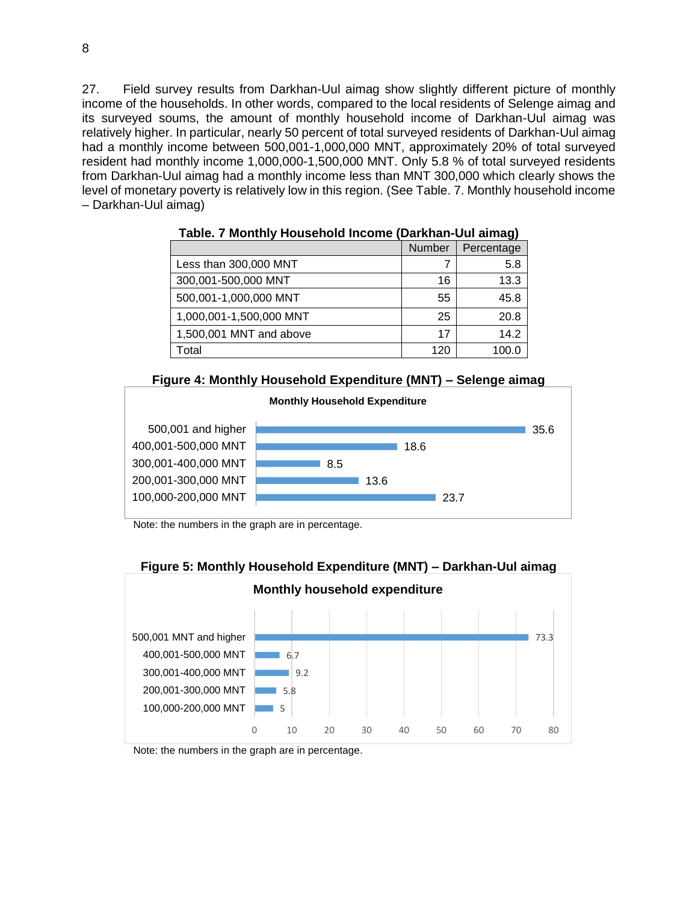27. Field survey results from Darkhan-Uul aimag show slightly different picture of monthly income of the households. In other words, compared to the local residents of Selenge aimag and its surveyed soums, the amount of monthly household income of Darkhan-Uul aimag was relatively higher. In particular, nearly 50 percent of total surveyed residents of Darkhan-Uul aimag had a monthly income between 500,001-1,000,000 MNT, approximately 20% of total surveyed resident had monthly income 1,000,000-1,500,000 MNT. Only 5.8 % of total surveyed residents from Darkhan-Uul aimag had a monthly income less than MNT 300,000 which clearly shows the level of monetary poverty is relatively low in this region. (See Table. 7. Monthly household income – Darkhan-Uul aimag)

**Table. 7 Monthly Household Income (Darkhan-Uul aimag)**

| | Number | Percentage |
|---|---|---|
| Less than 300,000 MNT | 7 | 5.8 |
| 300,001-500,000 MNT | 16 | 13.3 |
| 500,001-1,000,000 MNT | 55 | 45.8 |
| 1,000,001-1,500,000 MNT | 25 | 20.8 |
| 1,500,001 MNT and above | 17 | 14.2 |
| Total | 120 | 100.0 |

**Figure 4: Monthly Household Expenditure (MNT) – Selenge aimag**

**Monthly Household Expenditure**

| | |
|---|---|
| 500,001 and higher | 35.6 |
| 400,001-500,000 MNT | 18.6 |
| 300,001-400,000 MNT | 8.5 |
| 200,001-300,000 MNT | 13.6 |
| 100,000-200,000 MNT | 23.7 |

Note: the numbers in the graph are in percentage.

**Figure 5: Monthly Household Expenditure (MNT) – Darkhan-Uul aimag**

**Monthly household expenditure**

| | |
|---|---|
| 500,001 MNT and higher | 73.3 |
| 400,001-500,000 MNT | 6.7 |
| 300,001-400,000 MNT | 9.2 |
| 200,001-300,000 MNT | 5.8 |
| 100,000-200,000 MNT | 5 |

Note: the numbers in the graph are in percentage.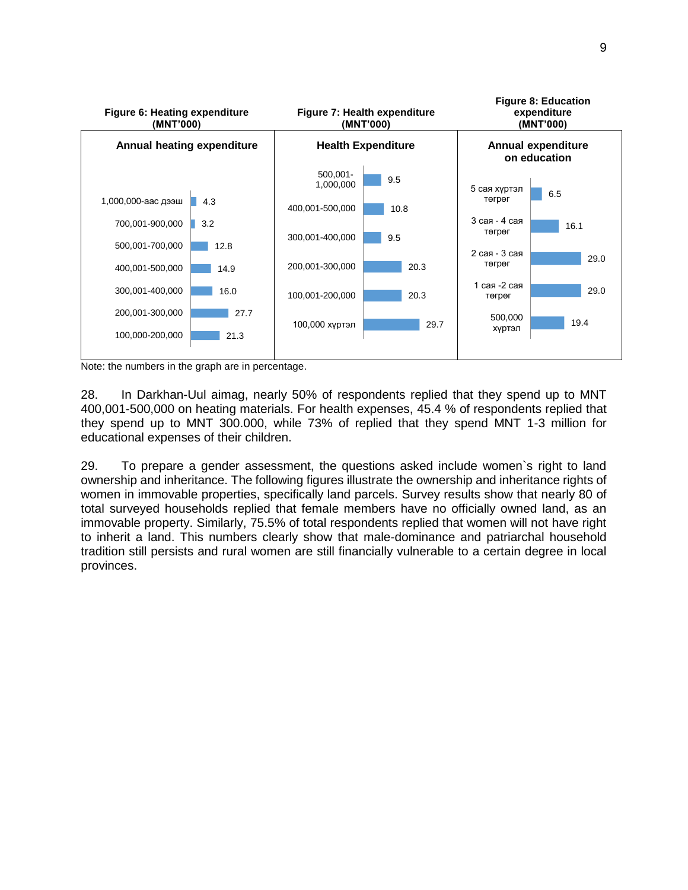**Figure 6: Heating expenditure (MNT'000)**

**Annual heating expenditure**

| Category | % |
|---|---|
| 1,000,000-аас дээш | 4.3 |
| 700,001-900,000 | 3.2 |
| 500,001-700,000 | 12.8 |
| 400,001-500,000 | 14.9 |
| 300,001-400,000 | 16.0 |
| 200,001-300,000 | 27.7 |
| 100,000-200,000 | 21.3 |

**Figure 7: Health expenditure (MNT'000)**

**Health Expenditure**

| Category | % |
|---|---|
| 500,001-1,000,000 | 9.5 |
| 400,001-500,000 | 10.8 |
| 300,001-400,000 | 9.5 |
| 200,001-300,000 | 20.3 |
| 100,001-200,000 | 20.3 |
| 100,000 хүртэл | 29.7 |

**Figure 8: Education expenditure (MNT'000)**

**Annual expenditure on education**

| Category | % |
|---|---|
| 5 сая хүртэл төгрөг | 6.5 |
| 3 сая - 4 сая төгрөг | 16.1 |
| 2 сая - 3 сая төгрөг | 29.0 |
| 1 сая -2 сая төгрөг | 29.0 |
| 500,000 хүртэл | 19.4 |

Note: the numbers in the graph are in percentage.

28. In Darkhan-Uul aimag, nearly 50% of respondents replied that they spend up to MNT 400,001-500,000 on heating materials. For health expenses, 45.4 % of respondents replied that they spend up to MNT 300.000, while 73% of replied that they spend MNT 1-3 million for educational expenses of their children.

29. To prepare a gender assessment, the questions asked include women`s right to land ownership and inheritance. The following figures illustrate the ownership and inheritance rights of women in immovable properties, specifically land parcels. Survey results show that nearly 80 of total surveyed households replied that female members have no officially owned land, as an immovable property. Similarly, 75.5% of total respondents replied that women will not have right to inherit a land. This numbers clearly show that male-dominance and patriarchal household tradition still persists and rural women are still financially vulnerable to a certain degree in local provinces.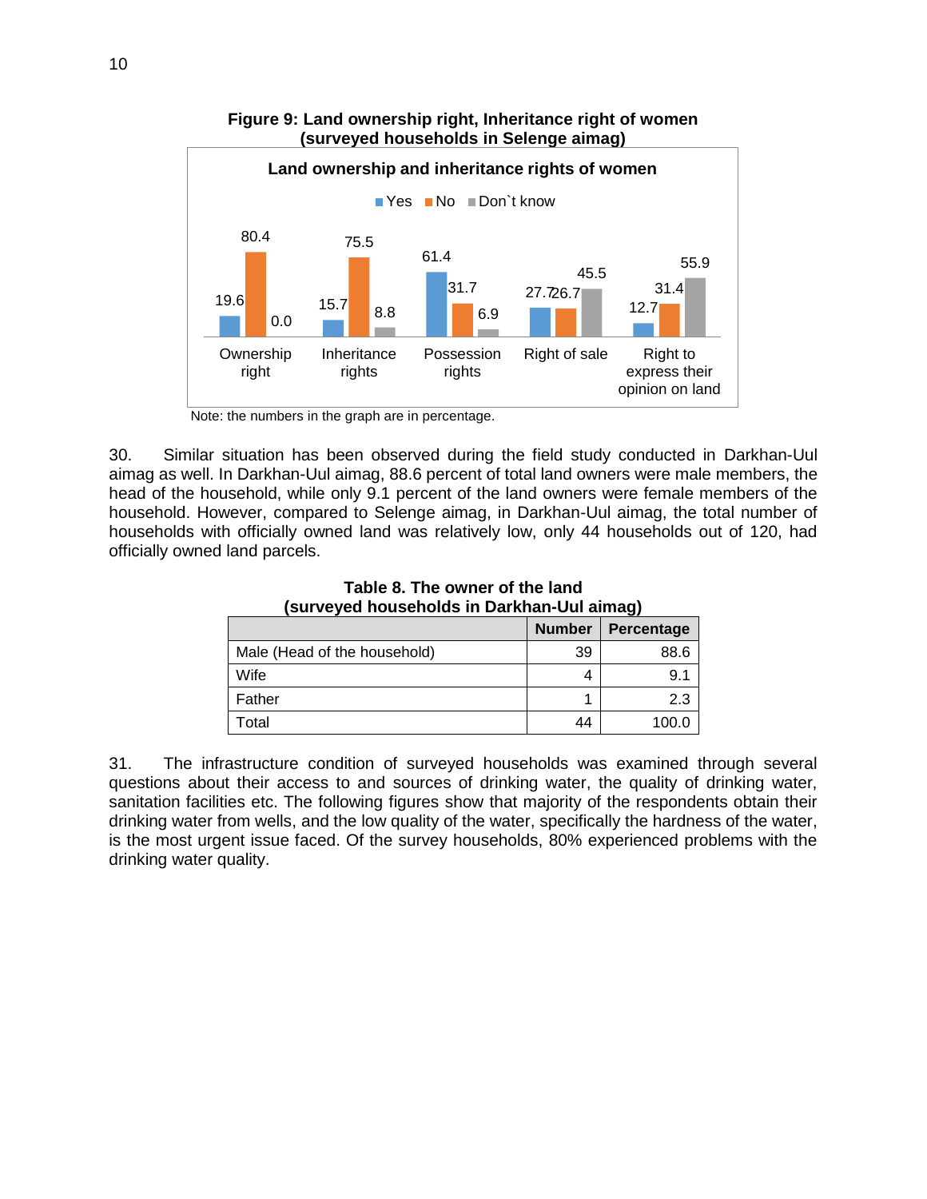**Figure 9: Land ownership right, Inheritance right of women (surveyed households in Selenge aimag)**

Land ownership and inheritance rights of women

| | Yes | No | Don`t know |
|---|---|---|---|
| Ownership right | 19.6 | 80.4 | 0.0 |
| Inheritance rights | 15.7 | 75.5 | 8.8 |
| Possession rights | 61.4 | 31.7 | 6.9 |
| Right of sale | 27.7 | 26.7 | 45.5 |
| Right to express their opinion on land | 12.7 | 31.4 | 55.9 |

Note: the numbers in the graph are in percentage.

30. Similar situation has been observed during the field study conducted in Darkhan-Uul aimag as well. In Darkhan-Uul aimag, 88.6 percent of total land owners were male members, the head of the household, while only 9.1 percent of the land owners were female members of the household. However, compared to Selenge aimag, in Darkhan-Uul aimag, the total number of households with officially owned land was relatively low, only 44 households out of 120, had officially owned land parcels.

**Table 8. The owner of the land (surveyed households in Darkhan-Uul aimag)**

| | Number | Percentage |
|---|---|---|
| Male (Head of the household) | 39 | 88.6 |
| Wife | 4 | 9.1 |
| Father | 1 | 2.3 |
| Total | 44 | 100.0 |

31. The infrastructure condition of surveyed households was examined through several questions about their access to and sources of drinking water, the quality of drinking water, sanitation facilities etc. The following figures show that majority of the respondents obtain their drinking water from wells, and the low quality of the water, specifically the hardness of the water, is the most urgent issue faced. Of the survey households, 80% experienced problems with the drinking water quality.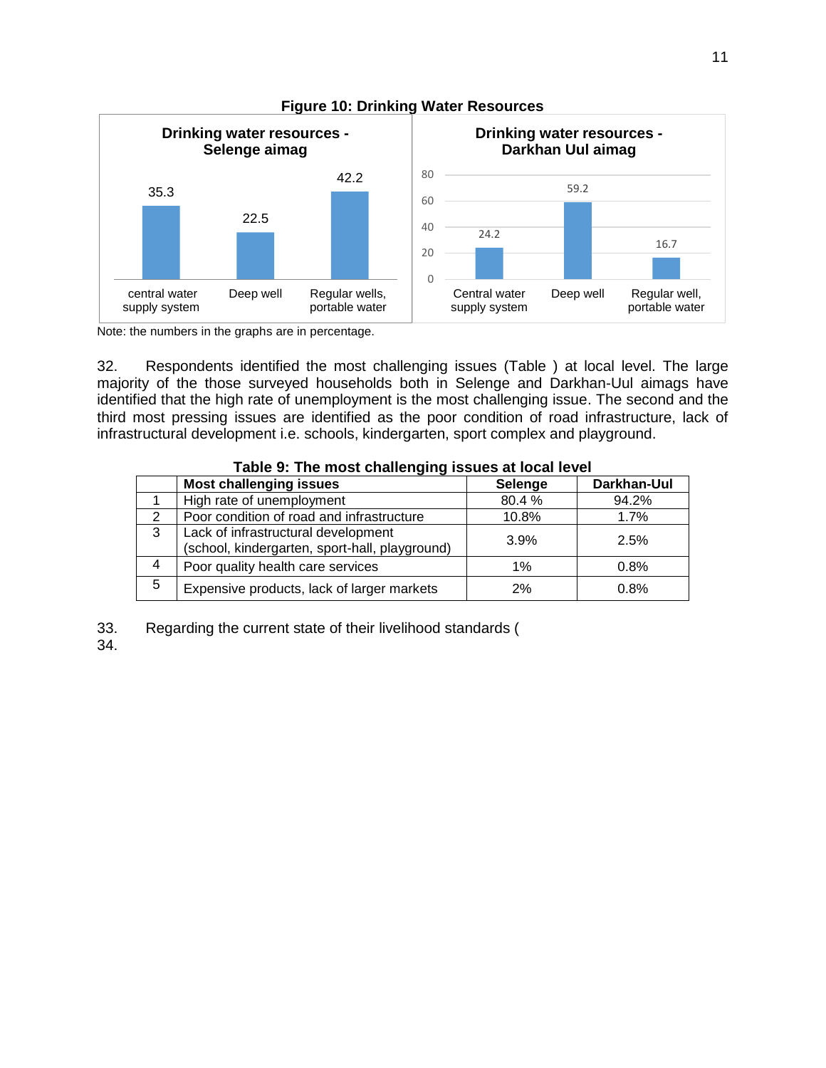**Figure 10: Drinking Water Resources**

Drinking water resources - Selenge aimag

| central water supply system | Deep well | Regular wells, portable water |
|---|---|---|
| 35.3 | 22.5 | 42.2 |

Drinking water resources - Darkhan Uul aimag

| Central water supply system | Deep well | Regular well, portable water |
|---|---|---|
| 24.2 | 59.2 | 16.7 |

Note: the numbers in the graphs are in percentage.

32. Respondents identified the most challenging issues (Table ) at local level. The large majority of the those surveyed households both in Selenge and Darkhan-Uul aimags have identified that the high rate of unemployment is the most challenging issue. The second and the third most pressing issues are identified as the poor condition of road infrastructure, lack of infrastructural development i.e. schools, kindergarten, sport complex and playground.

**Table 9: The most challenging issues at local level**

| | Most challenging issues | Selenge | Darkhan-Uul |
|---|---|---|---|
| 1 | High rate of unemployment | 80.4 % | 94.2% |
| 2 | Poor condition of road and infrastructure | 10.8% | 1.7% |
| 3 | Lack of infrastructural development (school, kindergarten, sport-hall, playground) | 3.9% | 2.5% |
| 4 | Poor quality health care services | 1% | 0.8% |
| 5 | Expensive products, lack of larger markets | 2% | 0.8% |

33. Regarding the current state of their livelihood standards (

34.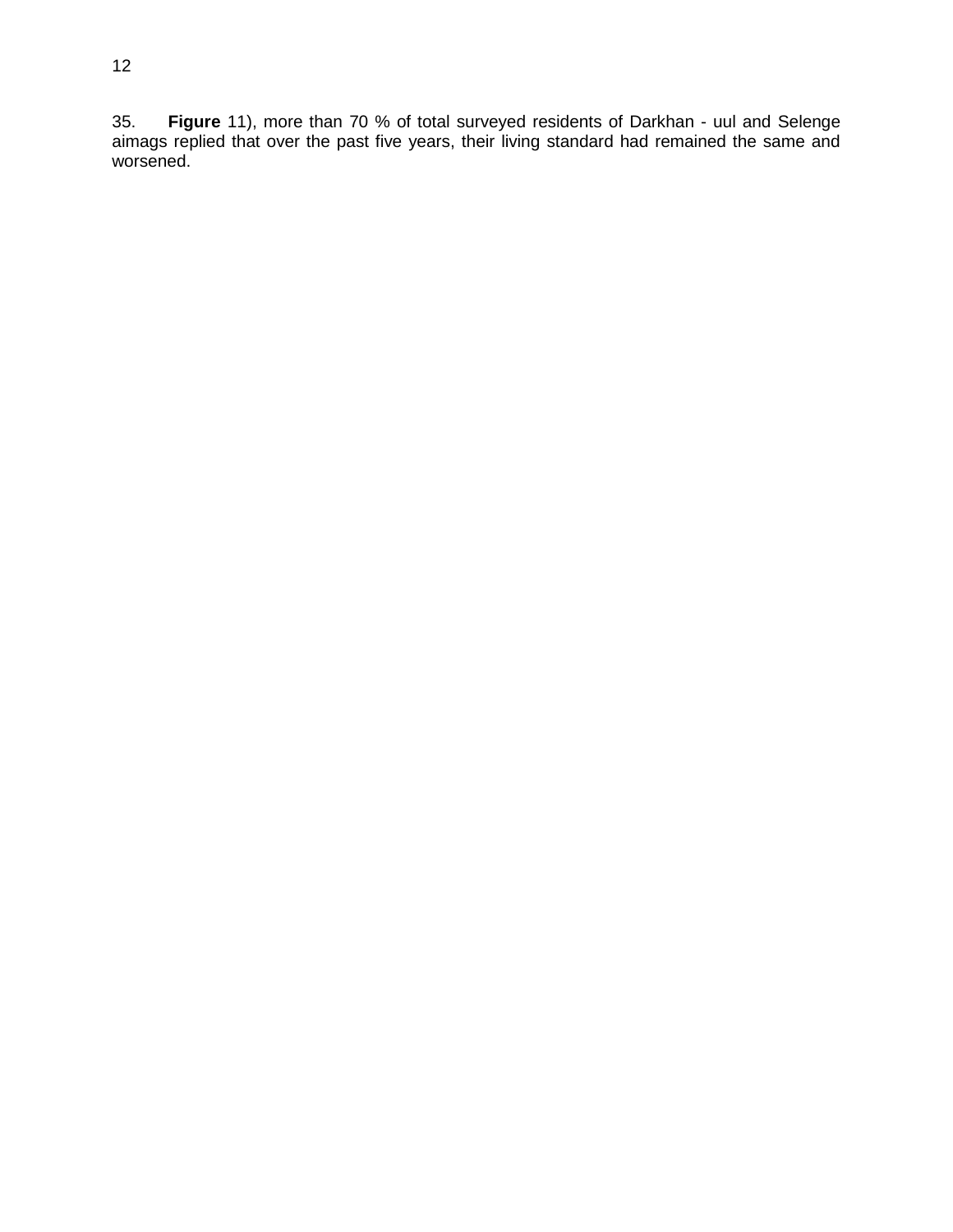35. **Figure** 11), more than 70 % of total surveyed residents of Darkhan - uul and Selenge aimags replied that over the past five years, their living standard had remained the same and worsened.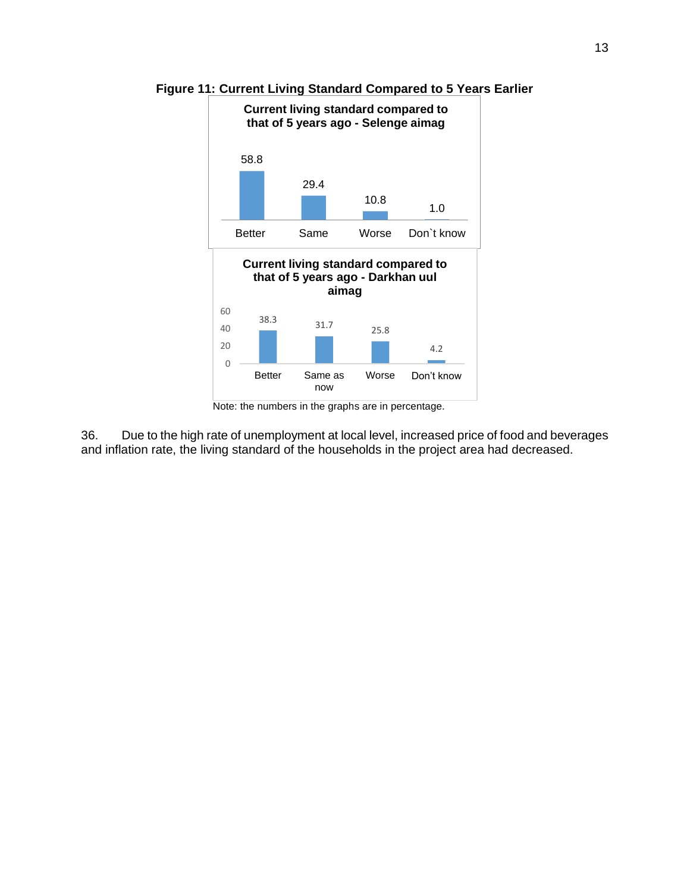**Figure 11: Current Living Standard Compared to 5 Years Earlier**

**Current living standard compared to that of 5 years ago - Selenge aimag**

| Better | Same | Worse | Don`t know |
|---|---|---|---|
| 58.8 | 29.4 | 10.8 | 1.0 |

**Current living standard compared to that of 5 years ago - Darkhan uul aimag**

| Better | Same as now | Worse | Don't know |
|---|---|---|---|
| 38.3 | 31.7 | 25.8 | 4.2 |

Note: the numbers in the graphs are in percentage.

36. Due to the high rate of unemployment at local level, increased price of food and beverages and inflation rate, the living standard of the households in the project area had decreased.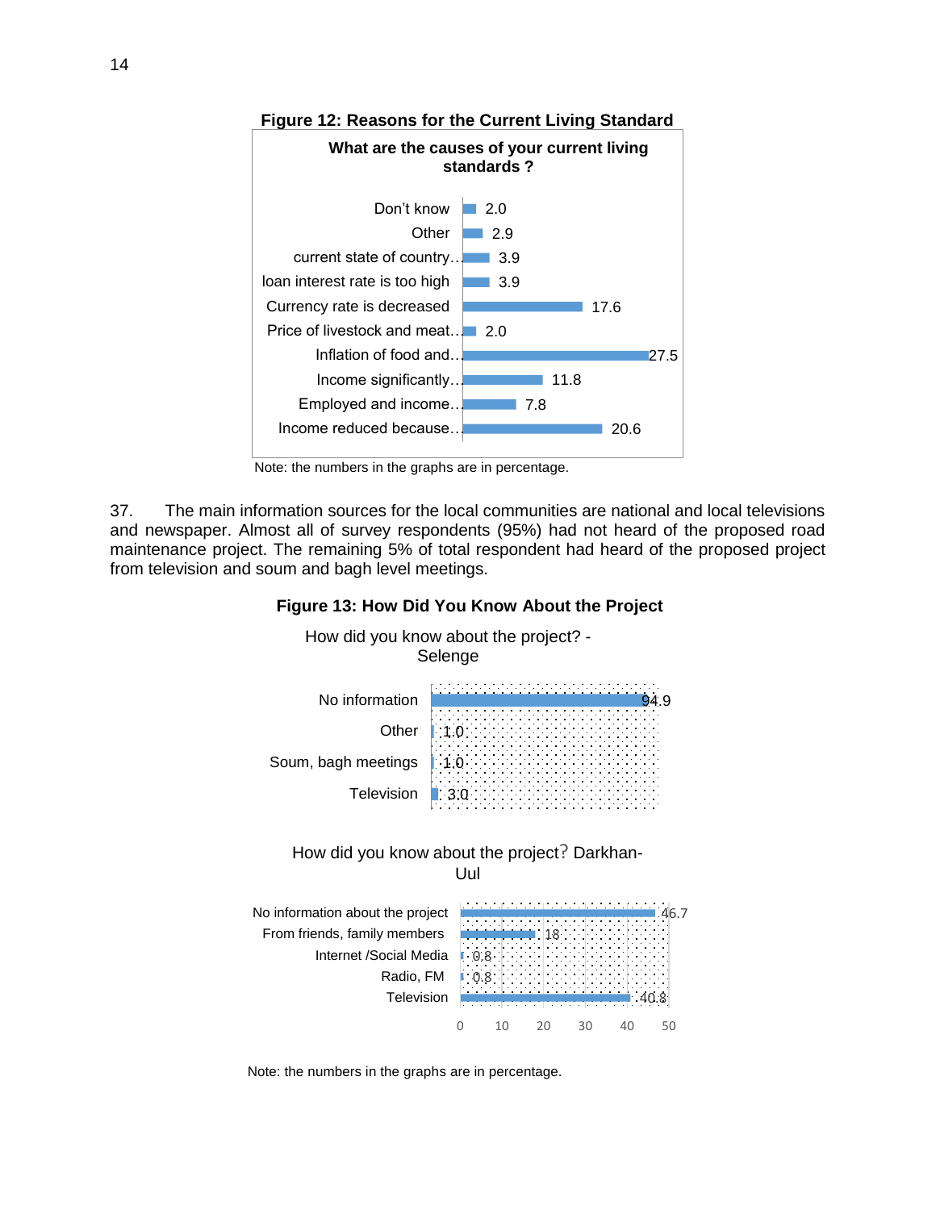**Figure 12: Reasons for the Current Living Standard**

What are the causes of your current living standards ?

| Cause | % |
|---|---|
| Don't know | 2.0 |
| Other | 2.9 |
| current state of country… | 3.9 |
| loan interest rate is too high | 3.9 |
| Currency rate is decreased | 17.6 |
| Price of livestock and meat… | 2.0 |
| Inflation of food and… | 27.5 |
| Income significantly… | 11.8 |
| Employed and income… | 7.8 |
| Income reduced because… | 20.6 |

Note: the numbers in the graphs are in percentage.

37. The main information sources for the local communities are national and local televisions and newspaper. Almost all of survey respondents (95%) had not heard of the proposed road maintenance project. The remaining 5% of total respondent had heard of the proposed project from television and soum and bagh level meetings.

**Figure 13: How Did You Know About the Project**

How did you know about the project? - Selenge

| Source | % |
|---|---|
| No information | 94.9 |
| Other | 1.0 |
| Soum, bagh meetings | 1.0 |
| Television | 3.0 |

How did you know about the project? Darkhan-Uul

| Source | % |
|---|---|
| No information about the project | 46.7 |
| From friends, family members | 18 |
| Internet /Social Media | 0.8 |
| Radio, FM | 0.8 |
| Television | 40.8 |

Note: the numbers in the graphs are in percentage.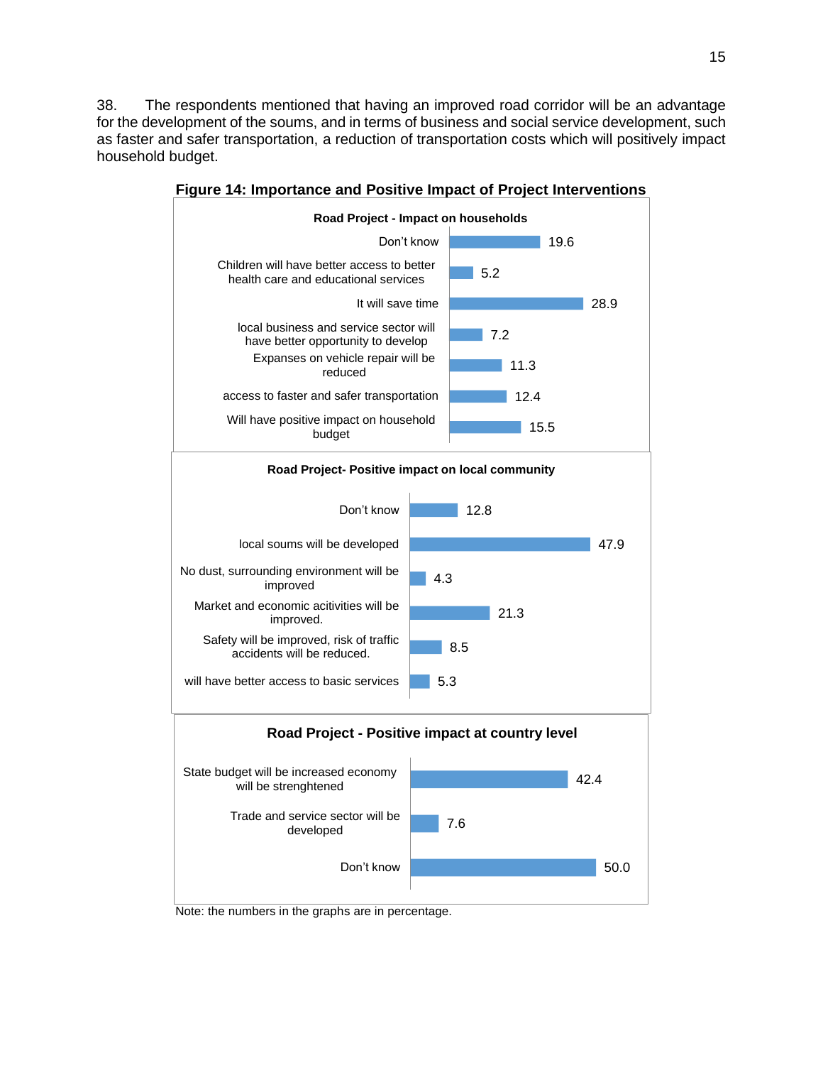38. The respondents mentioned that having an improved road corridor will be an advantage for the development of the soums, and in terms of business and social service development, such as faster and safer transportation, a reduction of transportation costs which will positively impact household budget.

**Figure 14: Importance and Positive Impact of Project Interventions**

**Road Project - Impact on households**

| Response | % |
|---|---|
| Don't know | 19.6 |
| Children will have better access to better health care and educational services | 5.2 |
| It will save time | 28.9 |
| local business and service sector will have better opportunity to develop | 7.2 |
| Expanses on vehicle repair will be reduced | 11.3 |
| access to faster and safer transportation | 12.4 |
| Will have positive impact on household budget | 15.5 |

**Road Project- Positive impact on local community**

| Response | % |
|---|---|
| Don't know | 12.8 |
| local soums will be developed | 47.9 |
| No dust, surrounding environment will be improved | 4.3 |
| Market and economic acitivities will be improved. | 21.3 |
| Safety will be improved, risk of traffic accidents will be reduced. | 8.5 |
| will have better access to basic services | 5.3 |

**Road Project - Positive impact at country level**

| Response | % |
|---|---|
| State budget will be increased economy will be strenghtened | 42.4 |
| Trade and service sector will be developed | 7.6 |
| Don't know | 50.0 |

Note: the numbers in the graphs are in percentage.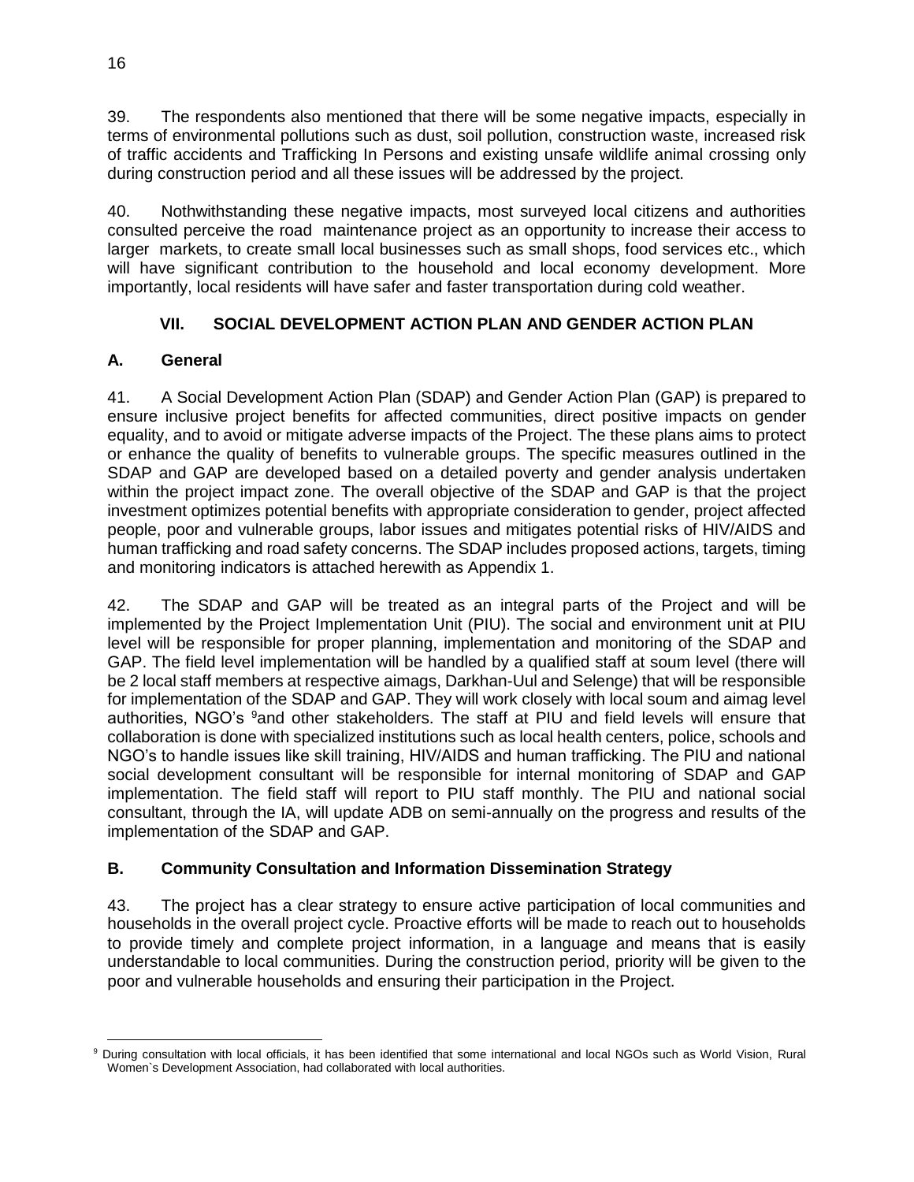39. The respondents also mentioned that there will be some negative impacts, especially in terms of environmental pollutions such as dust, soil pollution, construction waste, increased risk of traffic accidents and Trafficking In Persons and existing unsafe wildlife animal crossing only during construction period and all these issues will be addressed by the project.

40. Nothwithstanding these negative impacts, most surveyed local citizens and authorities consulted perceive the road maintenance project as an opportunity to increase their access to larger markets, to create small local businesses such as small shops, food services etc., which will have significant contribution to the household and local economy development. More importantly, local residents will have safer and faster transportation during cold weather.

## VII. SOCIAL DEVELOPMENT ACTION PLAN AND GENDER ACTION PLAN

### A. General

41. A Social Development Action Plan (SDAP) and Gender Action Plan (GAP) is prepared to ensure inclusive project benefits for affected communities, direct positive impacts on gender equality, and to avoid or mitigate adverse impacts of the Project. The these plans aims to protect or enhance the quality of benefits to vulnerable groups. The specific measures outlined in the SDAP and GAP are developed based on a detailed poverty and gender analysis undertaken within the project impact zone. The overall objective of the SDAP and GAP is that the project investment optimizes potential benefits with appropriate consideration to gender, project affected people, poor and vulnerable groups, labor issues and mitigates potential risks of HIV/AIDS and human trafficking and road safety concerns. The SDAP includes proposed actions, targets, timing and monitoring indicators is attached herewith as Appendix 1.

42. The SDAP and GAP will be treated as an integral parts of the Project and will be implemented by the Project Implementation Unit (PIU). The social and environment unit at PIU level will be responsible for proper planning, implementation and monitoring of the SDAP and GAP. The field level implementation will be handled by a qualified staff at soum level (there will be 2 local staff members at respective aimags, Darkhan-Uul and Selenge) that will be responsible for implementation of the SDAP and GAP. They will work closely with local soum and aimag level authorities, NGO's [9]and other stakeholders. The staff at PIU and field levels will ensure that collaboration is done with specialized institutions such as local health centers, police, schools and NGO's to handle issues like skill training, HIV/AIDS and human trafficking. The PIU and national social development consultant will be responsible for internal monitoring of SDAP and GAP implementation. The field staff will report to PIU staff monthly. The PIU and national social consultant, through the IA, will update ADB on semi-annually on the progress and results of the implementation of the SDAP and GAP.

### B. Community Consultation and Information Dissemination Strategy

43. The project has a clear strategy to ensure active participation of local communities and households in the overall project cycle. Proactive efforts will be made to reach out to households to provide timely and complete project information, in a language and means that is easily understandable to local communities. During the construction period, priority will be given to the poor and vulnerable households and ensuring their participation in the Project.

[9] During consultation with local officials, it has been identified that some international and local NGOs such as World Vision, Rural Women`s Development Association, had collaborated with local authorities.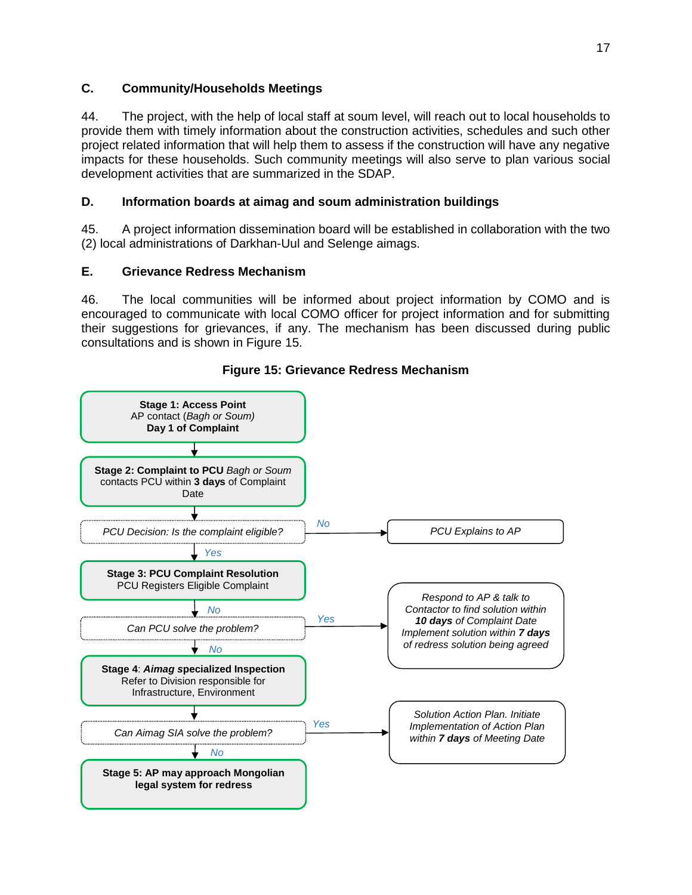## C. Community/Households Meetings

44. The project, with the help of local staff at soum level, will reach out to local households to provide them with timely information about the construction activities, schedules and such other project related information that will help them to assess if the construction will have any negative impacts for these households. Such community meetings will also serve to plan various social development activities that are summarized in the SDAP.

## D. Information boards at aimag and soum administration buildings

45. A project information dissemination board will be established in collaboration with the two (2) local administrations of Darkhan-Uul and Selenge aimags.

## E. Grievance Redress Mechanism

46. The local communities will be informed about project information by COMO and is encouraged to communicate with local COMO officer for project information and for submitting their suggestions for grievances, if any. The mechanism has been discussed during public consultations and is shown in Figure 15.

**Figure 15: Grievance Redress Mechanism**

**Stage 1: Access Point**
AP contact (*Bagh or Soum)*
**Day 1 of Complaint**

↓

**Stage 2: Complaint to PCU** *Bagh or Soum* contacts PCU within **3 days** of Complaint Date

↓

*PCU Decision: Is the complaint eligible?*
- *No* → *PCU Explains to AP*
- *Yes* ↓

**Stage 3: PCU Complaint Resolution**
PCU Registers Eligible Complaint

↓

*Can PCU solve the problem?*
- *Yes* → *Respond to AP & talk to Contactor to find solution within **10 days** of Complaint Date Implement solution within **7 days** of redress solution being agreed*
- *No* ↓

**Stage 4**: ***Aimag*** **specialized Inspection**
Refer to Division responsible for Infrastructure, Environment

↓

*Can Aimag SIA solve the problem?*
- *Yes* → *Solution Action Plan. Initiate Implementation of Action Plan within **7 days** of Meeting Date*
- *No* ↓

**Stage 5: AP may approach Mongolian legal system for redress**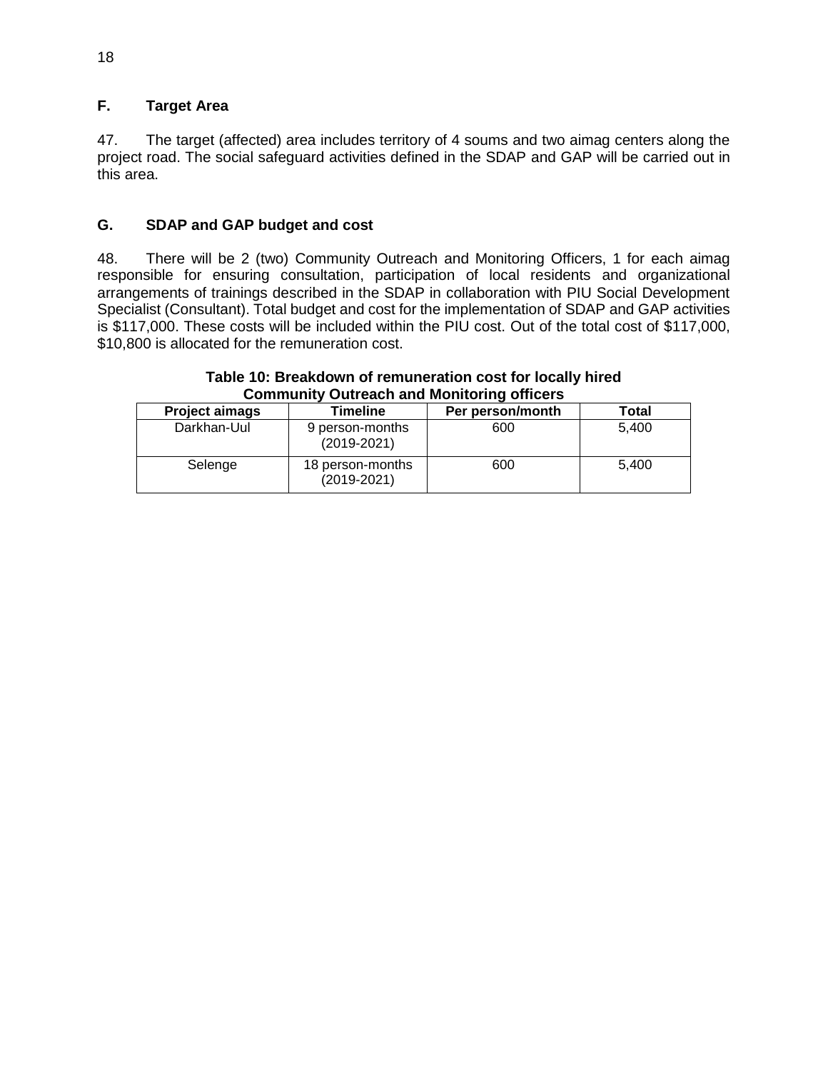### F. Target Area

47. The target (affected) area includes territory of 4 soums and two aimag centers along the project road. The social safeguard activities defined in the SDAP and GAP will be carried out in this area.

### G. SDAP and GAP budget and cost

48. There will be 2 (two) Community Outreach and Monitoring Officers, 1 for each aimag responsible for ensuring consultation, participation of local residents and organizational arrangements of trainings described in the SDAP in collaboration with PIU Social Development Specialist (Consultant). Total budget and cost for the implementation of SDAP and GAP activities is $117,000. These costs will be included within the PIU cost. Out of the total cost of $117,000, $10,800 is allocated for the remuneration cost.

**Table 10: Breakdown of remuneration cost for locally hired Community Outreach and Monitoring officers**

| Project aimags | Timeline | Per person/month | Total |
|---|---|---|---|
| Darkhan-Uul | 9 person-months (2019-2021) | 600 | 5,400 |
| Selenge | 18 person-months (2019-2021) | 600 | 5,400 |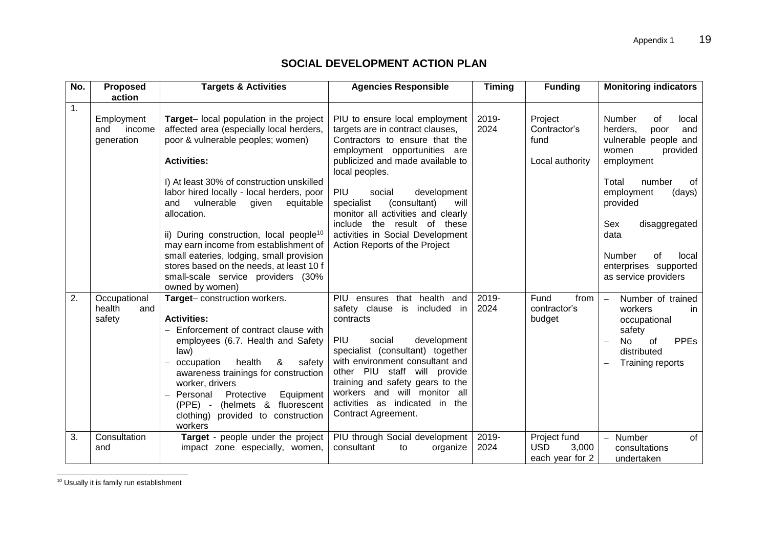## SOCIAL DEVELOPMENT ACTION PLAN

| No. | Proposed action | Targets & Activities | Agencies Responsible | Timing | Funding | Monitoring indicators |
|---|---|---|---|---|---|---|
| 1. | Employment and income generation | **Target**– local population in the project affected area (especially local herders, poor & vulnerable peoples; women)<br><br>**Activities:**<br><br>I) At least 30% of construction unskilled labor hired locally - local herders, poor and vulnerable given equitable allocation.<br><br>ii) During construction, local people[10] may earn income from establishment of small eateries, lodging, small provision stores based on the needs, at least 10 f small-scale service providers (30% owned by women) | PIU to ensure local employment targets are in contract clauses, Contractors to ensure that the employment opportunities are publicized and made available to local peoples.<br><br>PIU social development specialist (consultant) will monitor all activities and clearly include the result of these activities in Social Development Action Reports of the Project | 2019-2024 | Project Contractor's fund<br><br>Local authority | Number of local herders, poor and vulnerable people and women provided employment<br><br>Total number of employment (days) provided<br><br>Sex disaggregated data<br><br>Number of local enterprises supported as service providers |
| 2. | Occupational health and safety | **Target**– construction workers.<br><br>**Activities:**<br>– Enforcement of contract clause with employees (6.7. Health and Safety law)<br>– occupation health & safety awareness trainings for construction worker, drivers<br>– Personal Protective Equipment (PPE) - (helmets & fluorescent clothing) provided to construction workers | PIU ensures that health and safety clause is included in contracts<br><br>PIU social development specialist (consultant) together with environment consultant and other PIU staff will provide training and safety gears to the workers and will monitor all activities as indicated in the Contract Agreement. | 2019-2024 | Fund from contractor's budget | – Number of trained workers in occupational safety<br>– No of PPEs distributed<br>– Training reports |
| 3. | Consultation and | **Target** - people under the project impact zone especially, women, | PIU through Social development consultant to organize | 2019-2024 | Project fund USD 3,000 each year for 2 | – Number of consultations undertaken |

[10] Usually it is family run establishment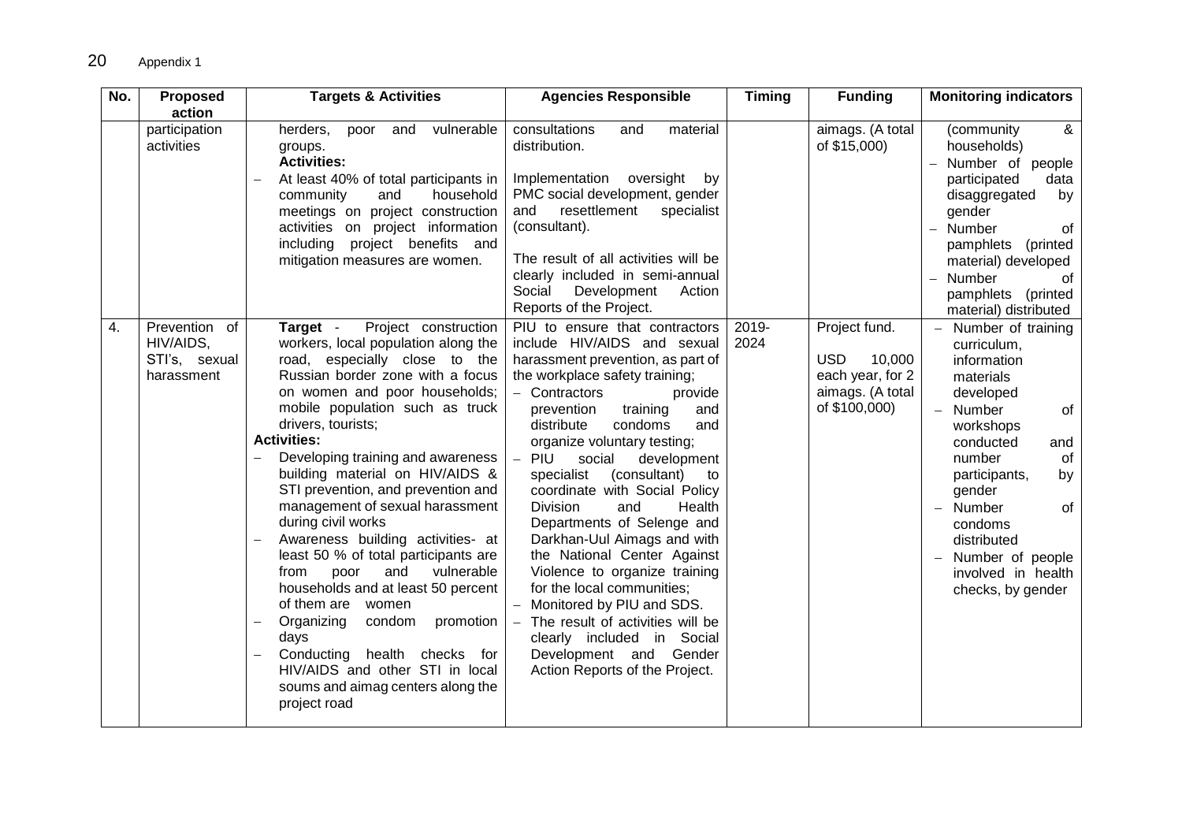| No. | Proposed action | Targets & Activities | Agencies Responsible | Timing | Funding | Monitoring indicators |
|---|---|---|---|---|---|---|
| | participation activities | herders, poor and vulnerable groups.<br>**Activities:**<br>– At least 40% of total participants in community and household meetings on project construction activities on project information including project benefits and mitigation measures are women. | consultations and material distribution.<br><br>Implementation oversight by PMC social development, gender and resettlement specialist (consultant).<br><br>The result of all activities will be clearly included in semi-annual Social Development Action Reports of the Project. | | aimags. (A total of $15,000) | (community & households)<br>– Number of people participated data disaggregated by gender<br>– Number of pamphlets (printed material) developed<br>– Number of pamphlets (printed material) distributed |
| 4. | Prevention of HIV/AIDS, STI's, sexual harassment | **Target** - Project construction workers, local population along the road, especially close to the Russian border zone with a focus on women and poor households; mobile population such as truck drivers, tourists;<br>**Activities:**<br>– Developing training and awareness building material on HIV/AIDS & STI prevention, and prevention and management of sexual harassment during civil works<br>– Awareness building activities- at least 50 % of total participants are from poor and vulnerable households and at least 50 percent of them are women<br>– Organizing condom promotion days<br>– Conducting health checks for HIV/AIDS and other STI in local soums and aimag centers along the project road | PIU to ensure that contractors include HIV/AIDS and sexual harassment prevention, as part of the workplace safety training;<br>– Contractors provide prevention training and distribute condoms and organize voluntary testing;<br>– PIU social development specialist (consultant) to coordinate with Social Policy Division and Health Departments of Selenge and Darkhan-Uul Aimags and with the National Center Against Violence to organize training for the local communities;<br>– Monitored by PIU and SDS.<br>– The result of activities will be clearly included in Social Development and Gender Action Reports of the Project. | 2019-2024 | Project fund.<br>USD 10,000 each year, for 2 aimags. (A total of $100,000) | – Number of training curriculum, information materials developed<br>– Number of workshops conducted and number of participants, by gender<br>– Number of condoms distributed<br>– Number of people involved in health checks, by gender |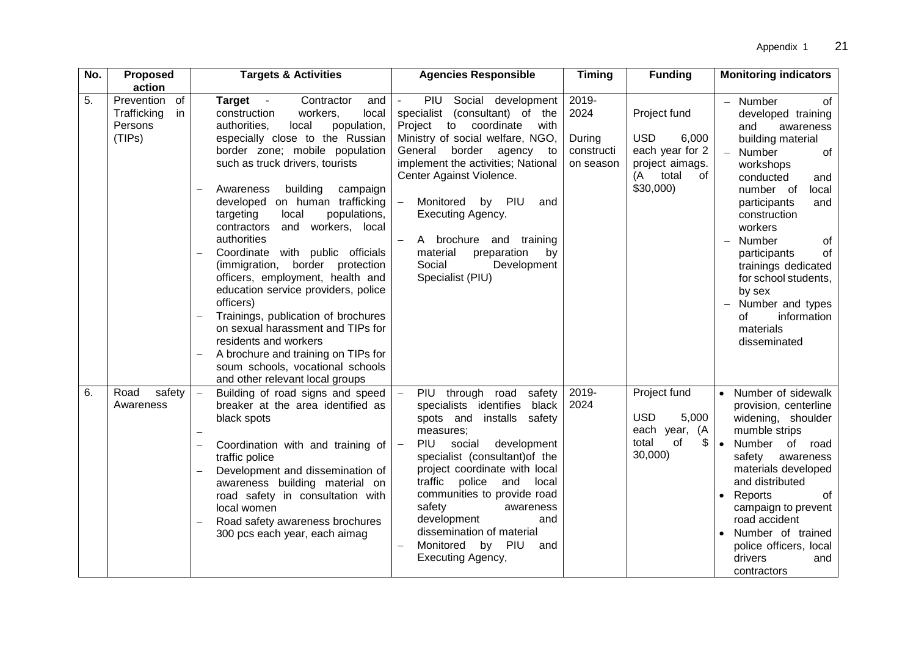| No. | Proposed action | Targets & Activities | Agencies Responsible | Timing | Funding | Monitoring indicators |
|---|---|---|---|---|---|---|
| 5. | Prevention of Trafficking in Persons (TIPs) | **Target** - Contractor and construction workers, local authorities, local population, especially close to the Russian border zone; mobile population such as truck drivers, tourists<br>– Awareness building campaign developed on human trafficking targeting local populations, contractors and workers, local authorities<br>– Coordinate with public officials (immigration, border protection officers, employment, health and education service providers, police officers)<br>– Trainings, publication of brochures on sexual harassment and TIPs for residents and workers<br>– A brochure and training on TIPs for soum schools, vocational schools and other relevant local groups | - PIU Social development specialist (consultant) of the Project to coordinate with Ministry of social welfare, NGO, General border agency to implement the activities; National Center Against Violence.<br>– Monitored by PIU and Executing Agency.<br>– A brochure and training material preparation by Social Development Specialist (PIU) | 2019-2024<br>During construction season | Project fund<br>USD 6,000 each year for 2 project aimags. (A total of $30,000) | – Number of developed training and awareness building material<br>– Number of workshops conducted and number of local participants and construction workers<br>– Number of participants of trainings dedicated for school students, by sex<br>– Number and types of information materials disseminated |
| 6. | Road safety Awareness | – Building of road signs and speed breaker at the area identified as black spots<br>–<br>– Coordination with and training of traffic police<br>– Development and dissemination of awareness building material on road safety in consultation with local women<br>– Road safety awareness brochures 300 pcs each year, each aimag | – PIU through road safety specialists identifies black spots and installs safety measures;<br>– PIU social development specialist (consultant)of the project coordinate with local traffic police and local communities to provide road safety awareness development and dissemination of material<br>– Monitored by PIU and Executing Agency, | 2019-2024 | Project fund<br>USD 5,000 each year, (A total of $ 30,000) | • Number of sidewalk provision, centerline widening, shoulder mumble strips<br>• Number of road safety awareness materials developed and distributed<br>• Reports of campaign to prevent road accident<br>• Number of trained police officers, local drivers and contractors |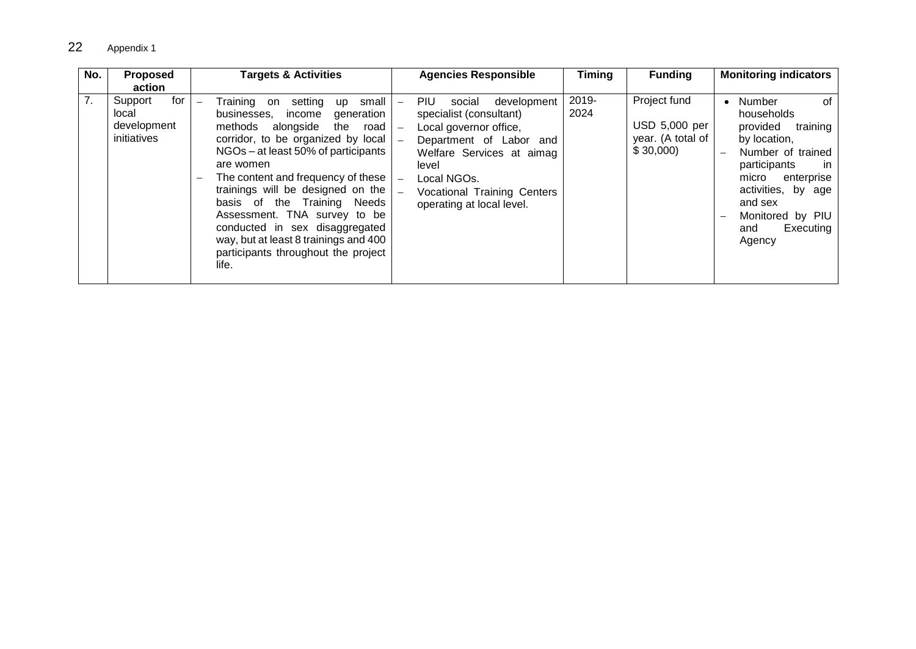| No. | Proposed action | Targets & Activities | Agencies Responsible | Timing | Funding | Monitoring indicators |
|---|---|---|---|---|---|---|
| 7. | Support for local development initiatives | – Training on setting up small businesses, income generation methods alongside the road corridor, to be organized by local NGOs – at least 50% of participants are women<br>– The content and frequency of these trainings will be designed on the basis of the Training Needs Assessment. TNA survey to be conducted in sex disaggregated way, but at least 8 trainings and 400 participants throughout the project life. | – PIU social development specialist (consultant)<br>– Local governor office,<br>– Department of Labor and Welfare Services at aimag level<br>– Local NGOs.<br>– Vocational Training Centers operating at local level. | 2019-2024 | Project fund<br><br>USD 5,000 per year. (A total of $ 30,000) | • Number of households provided training by location,<br>– Number of trained participants in micro enterprise activities, by age and sex<br>– Monitored by PIU and Executing Agency |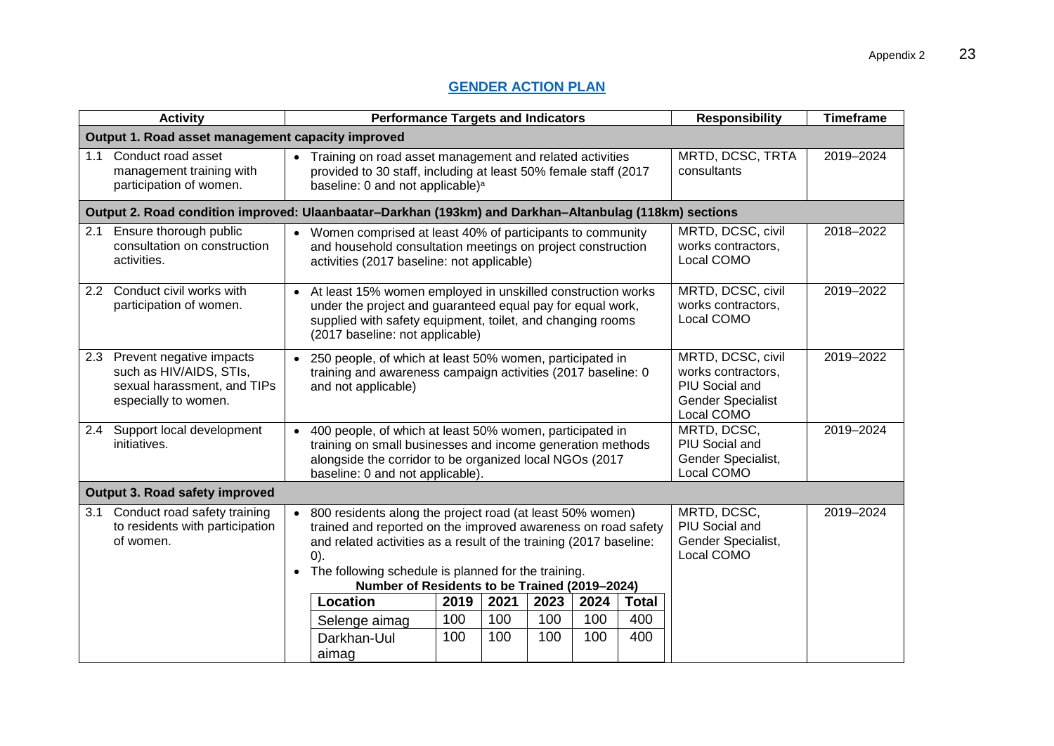## GENDER ACTION PLAN

| Activity | Performance Targets and Indicators | Responsibility | Timeframe |
|---|---|---|---|
| **Output 1. Road asset management capacity improved** | | | |
| 1.1 Conduct road asset management training with participation of women. | • Training on road asset management and related activities provided to 30 staff, including at least 50% female staff (2017 baseline: 0 and not applicable)[a] | MRTD, DCSC, TRTA consultants | 2019–2024 |
| **Output 2. Road condition improved: Ulaanbaatar–Darkhan (193km) and Darkhan–Altanbulag (118km) sections** | | | |
| 2.1 Ensure thorough public consultation on construction activities. | • Women comprised at least 40% of participants to community and household consultation meetings on project construction activities (2017 baseline: not applicable) | MRTD, DCSC, civil works contractors, Local COMO | 2018–2022 |
| 2.2 Conduct civil works with participation of women. | • At least 15% women employed in unskilled construction works under the project and guaranteed equal pay for equal work, supplied with safety equipment, toilet, and changing rooms (2017 baseline: not applicable) | MRTD, DCSC, civil works contractors, Local COMO | 2019–2022 |
| 2.3 Prevent negative impacts such as HIV/AIDS, STIs, sexual harassment, and TIPs especially to women. | • 250 people, of which at least 50% women, participated in training and awareness campaign activities (2017 baseline: 0 and not applicable) | MRTD, DCSC, civil works contractors, PIU Social and Gender Specialist Local COMO | 2019–2022 |
| 2.4 Support local development initiatives. | • 400 people, of which at least 50% women, participated in training on small businesses and income generation methods alongside the corridor to be organized local NGOs (2017 baseline: 0 and not applicable). | MRTD, DCSC, PIU Social and Gender Specialist, Local COMO | 2019–2024 |
| **Output 3. Road safety improved** | | | |
| 3.1 Conduct road safety training to residents with participation of women. | • 800 residents along the project road (at least 50% women) trained and reported on the improved awareness on road safety and related activities as a result of the training (2017 baseline: 0).<br>• The following schedule is planned for the training. | MRTD, DCSC, PIU Social and Gender Specialist, Local COMO | 2019–2024 |

**Number of Residents to be Trained (2019–2024)**

| Location | 2019 | 2021 | 2023 | 2024 | Total |
|---|---|---|---|---|---|
| Selenge aimag | 100 | 100 | 100 | 100 | 400 |
| Darkhan-Uul aimag | 100 | 100 | 100 | 100 | 400 |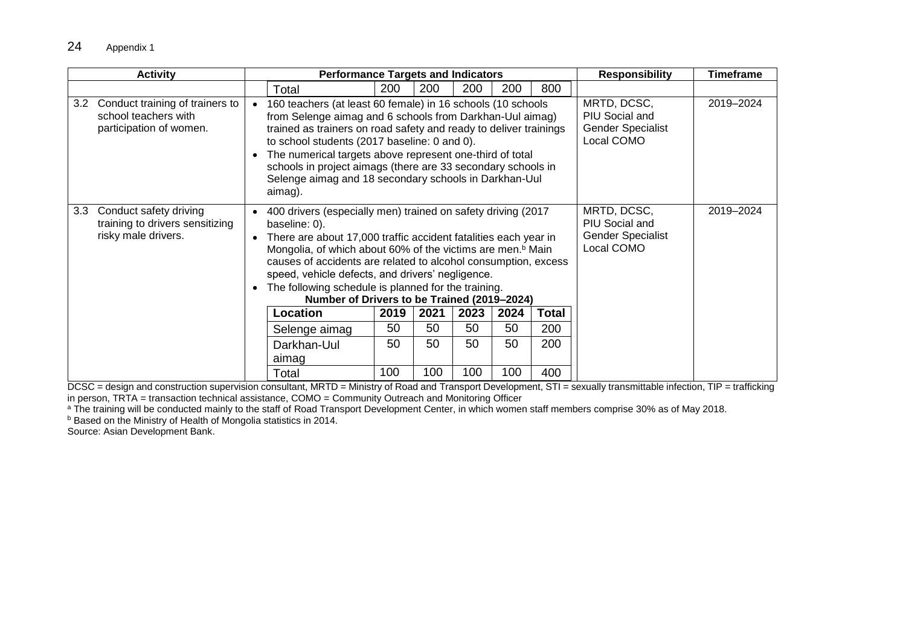| Activity | Performance Targets and Indicators | Responsibility | Timeframe |
|---|---|---|---|
| | Total: 200, 200, 200, 200, 800 | | |
| 3.2 Conduct training of trainers to school teachers with participation of women. | • 160 teachers (at least 60 female) in 16 schools (10 schools from Selenge aimag and 6 schools from Darkhan-Uul aimag) trained as trainers on road safety and ready to deliver trainings to school students (2017 baseline: 0 and 0).<br>• The numerical targets above represent one-third of total schools in project aimags (there are 33 secondary schools in Selenge aimag and 18 secondary schools in Darkhan-Uul aimag). | MRTD, DCSC, PIU Social and Gender Specialist Local COMO | 2019–2024 |
| 3.3 Conduct safety driving training to drivers sensitizing risky male drivers. | • 400 drivers (especially men) trained on safety driving (2017 baseline: 0).<br>• There are about 17,000 traffic accident fatalities each year in Mongolia, of which about 60% of the victims are men.[b] Main causes of accidents are related to alcohol consumption, excess speed, vehicle defects, and drivers' negligence.<br>• The following schedule is planned for the training. | MRTD, DCSC, PIU Social and Gender Specialist Local COMO | 2019–2024 |

**Number of Drivers to be Trained (2019–2024)**

| Location | 2019 | 2021 | 2023 | 2024 | Total |
|---|---|---|---|---|---|
| Selenge aimag | 50 | 50 | 50 | 50 | 200 |
| Darkhan-Uul aimag | 50 | 50 | 50 | 50 | 200 |
| Total | 100 | 100 | 100 | 100 | 400 |

DCSC = design and construction supervision consultant, MRTD = Ministry of Road and Transport Development, STI = sexually transmittable infection, TIP = trafficking in person, TRTA = transaction technical assistance, COMO = Community Outreach and Monitoring Officer

[a] The training will be conducted mainly to the staff of Road Transport Development Center, in which women staff members comprise 30% as of May 2018.

[b] Based on the Ministry of Health of Mongolia statistics in 2014.

Source: Asian Development Bank.